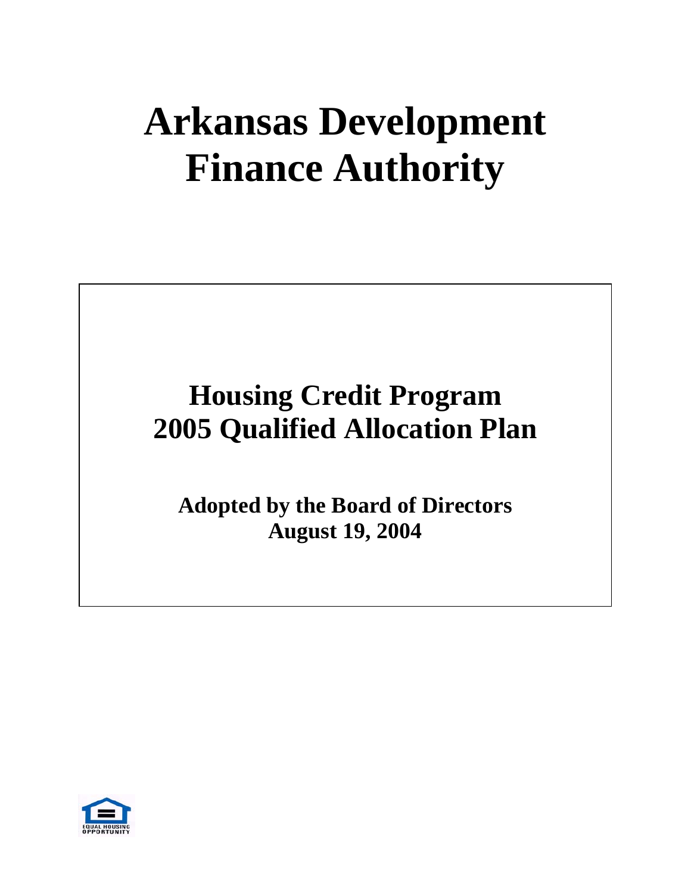# Arkansas Development Finance Authority

## Housing Credit Program
## 2005 Qualified Allocation Plan

**Adopted by the Board of Directors**
**August 19, 2004**

EQUAL HOUSING OPPORTUNITY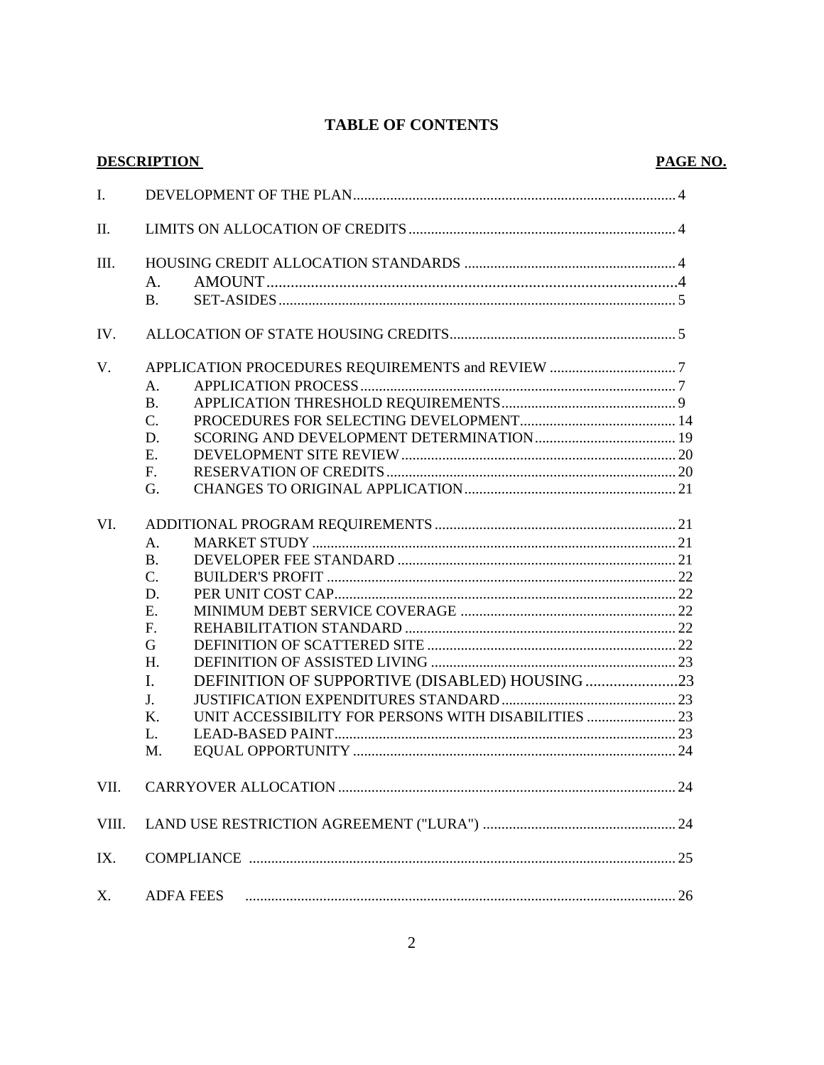# TABLE OF CONTENTS

| DESCRIPTION | | PAGE NO. |
|---|---|---|
| I. | DEVELOPMENT OF THE PLAN | 4 |
| II. | LIMITS ON ALLOCATION OF CREDITS | 4 |
| III. | HOUSING CREDIT ALLOCATION STANDARDS | 4 |
| | A. AMOUNT | 4 |
| | B. SET-ASIDES | 5 |
| IV. | ALLOCATION OF STATE HOUSING CREDITS | 5 |
| V. | APPLICATION PROCEDURES REQUIREMENTS and REVIEW | 7 |
| | A. APPLICATION PROCESS | 7 |
| | B. APPLICATION THRESHOLD REQUIREMENTS | 9 |
| | C. PROCEDURES FOR SELECTING DEVELOPMENT | 14 |
| | D. SCORING AND DEVELOPMENT DETERMINATION | 19 |
| | E. DEVELOPMENT SITE REVIEW | 20 |
| | F. RESERVATION OF CREDITS | 20 |
| | G. CHANGES TO ORIGINAL APPLICATION | 21 |
| VI. | ADDITIONAL PROGRAM REQUIREMENTS | 21 |
| | A. MARKET STUDY | 21 |
| | B. DEVELOPER FEE STANDARD | 21 |
| | C. BUILDER'S PROFIT | 22 |
| | D. PER UNIT COST CAP | 22 |
| | E. MINIMUM DEBT SERVICE COVERAGE | 22 |
| | F. REHABILITATION STANDARD | 22 |
| | G DEFINITION OF SCATTERED SITE | 22 |
| | H. DEFINITION OF ASSISTED LIVING | 23 |
| | I. DEFINITION OF SUPPORTIVE (DISABLED) HOUSING | 23 |
| | J. JUSTIFICATION EXPENDITURES STANDARD | 23 |
| | K. UNIT ACCESSIBILITY FOR PERSONS WITH DISABILITIES | 23 |
| | L. LEAD-BASED PAINT | 23 |
| | M. EQUAL OPPORTUNITY | 24 |
| VII. | CARRYOVER ALLOCATION | 24 |
| VIII. | LAND USE RESTRICTION AGREEMENT ("LURA") | 24 |
| IX. | COMPLIANCE | 25 |
| X. | ADFA FEES | 26 |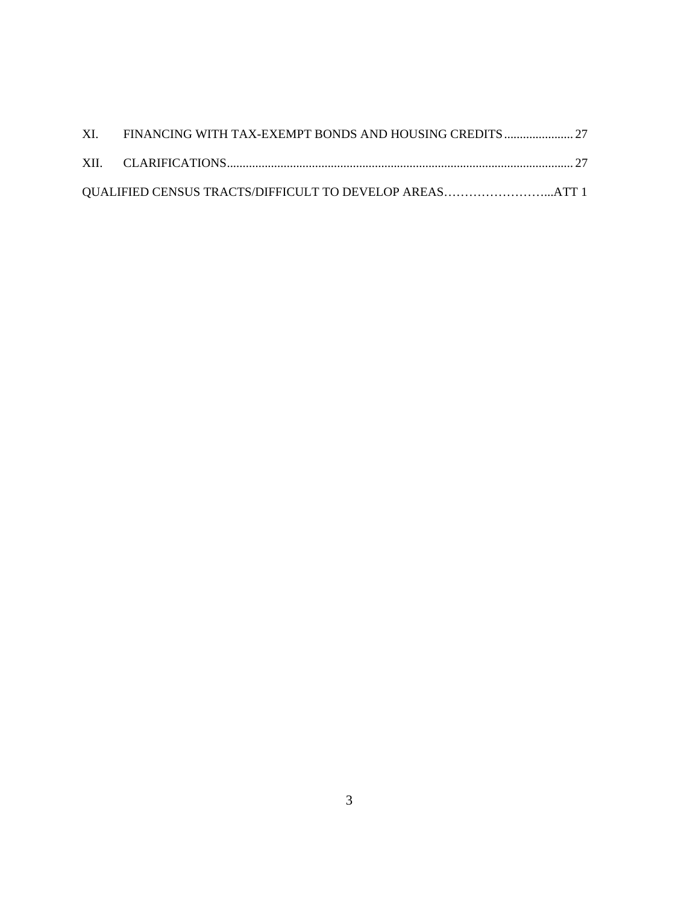XI. FINANCING WITH TAX-EXEMPT BONDS AND HOUSING CREDITS ...................... 27

XII. CLARIFICATIONS ............................................................................................................. 27

QUALIFIED CENSUS TRACTS/DIFFICULT TO DEVELOP AREAS……………………...ATT 1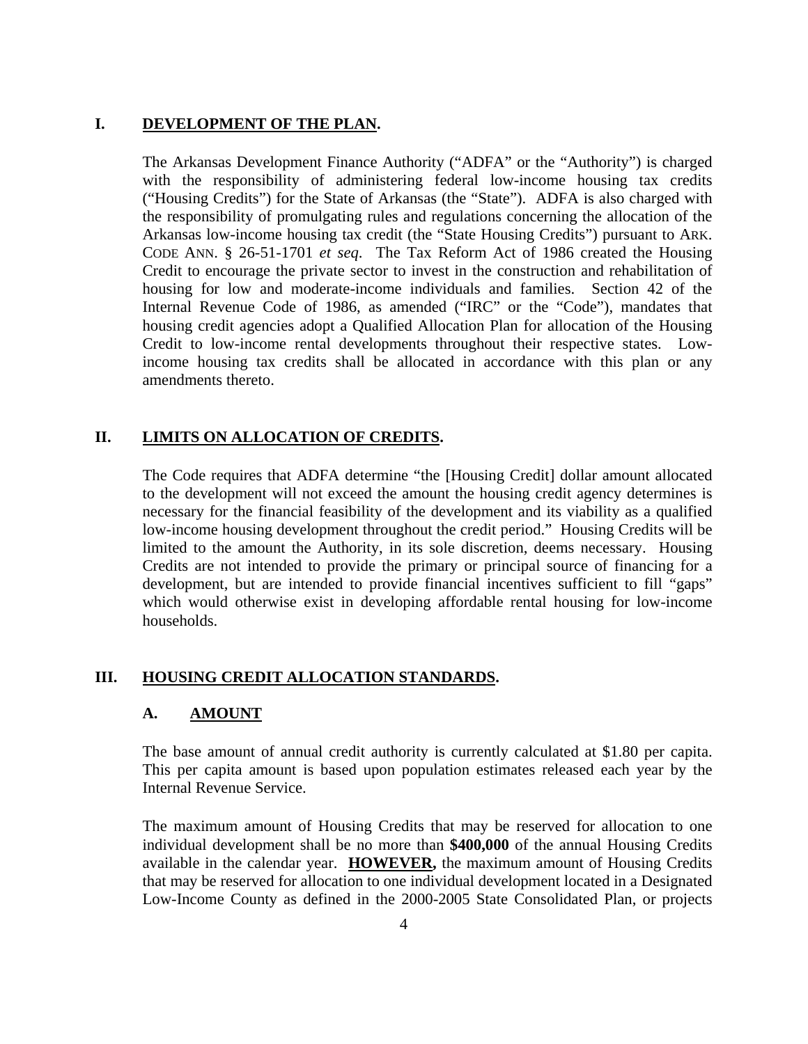## I. DEVELOPMENT OF THE PLAN.

The Arkansas Development Finance Authority ("ADFA" or the "Authority") is charged with the responsibility of administering federal low-income housing tax credits ("Housing Credits") for the State of Arkansas (the "State"). ADFA is also charged with the responsibility of promulgating rules and regulations concerning the allocation of the Arkansas low-income housing tax credit (the "State Housing Credits") pursuant to ARK. CODE ANN. § 26-51-1701 *et seq*. The Tax Reform Act of 1986 created the Housing Credit to encourage the private sector to invest in the construction and rehabilitation of housing for low and moderate-income individuals and families. Section 42 of the Internal Revenue Code of 1986, as amended ("IRC" or the "Code"), mandates that housing credit agencies adopt a Qualified Allocation Plan for allocation of the Housing Credit to low-income rental developments throughout their respective states. Low-income housing tax credits shall be allocated in accordance with this plan or any amendments thereto.

## II. LIMITS ON ALLOCATION OF CREDITS.

The Code requires that ADFA determine "the [Housing Credit] dollar amount allocated to the development will not exceed the amount the housing credit agency determines is necessary for the financial feasibility of the development and its viability as a qualified low-income housing development throughout the credit period." Housing Credits will be limited to the amount the Authority, in its sole discretion, deems necessary. Housing Credits are not intended to provide the primary or principal source of financing for a development, but are intended to provide financial incentives sufficient to fill "gaps" which would otherwise exist in developing affordable rental housing for low-income households.

## III. HOUSING CREDIT ALLOCATION STANDARDS.

### A. AMOUNT

The base amount of annual credit authority is currently calculated at $1.80 per capita. This per capita amount is based upon population estimates released each year by the Internal Revenue Service.

The maximum amount of Housing Credits that may be reserved for allocation to one individual development shall be no more than **$400,000** of the annual Housing Credits available in the calendar year. **HOWEVER,** the maximum amount of Housing Credits that may be reserved for allocation to one individual development located in a Designated Low-Income County as defined in the 2000-2005 State Consolidated Plan, or projects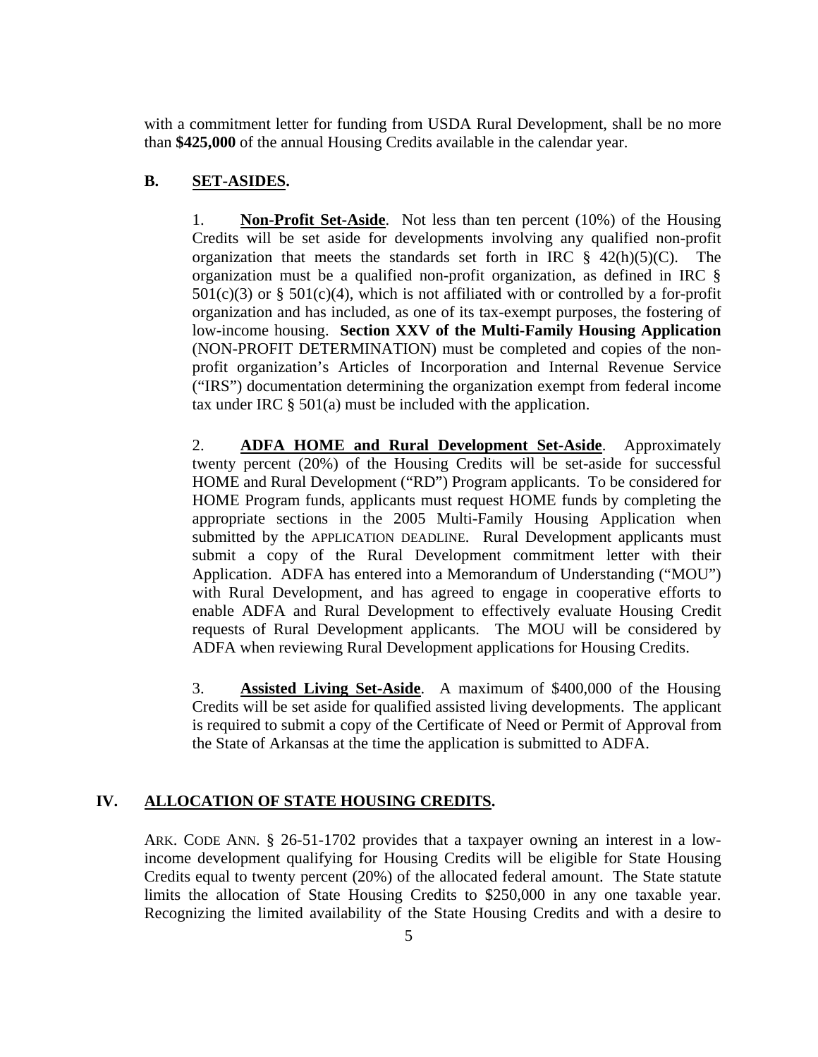with a commitment letter for funding from USDA Rural Development, shall be no more than **$425,000** of the annual Housing Credits available in the calendar year.

### B. SET-ASIDES.

1. **Non-Profit Set-Aside**. Not less than ten percent (10%) of the Housing Credits will be set aside for developments involving any qualified non-profit organization that meets the standards set forth in IRC § 42(h)(5)(C). The organization must be a qualified non-profit organization, as defined in IRC § 501(c)(3) or § 501(c)(4), which is not affiliated with or controlled by a for-profit organization and has included, as one of its tax-exempt purposes, the fostering of low-income housing. **Section XXV of the Multi-Family Housing Application** (NON-PROFIT DETERMINATION) must be completed and copies of the non-profit organization's Articles of Incorporation and Internal Revenue Service ("IRS") documentation determining the organization exempt from federal income tax under IRC § 501(a) must be included with the application.

2. **ADFA HOME and Rural Development Set-Aside**. Approximately twenty percent (20%) of the Housing Credits will be set-aside for successful HOME and Rural Development ("RD") Program applicants. To be considered for HOME Program funds, applicants must request HOME funds by completing the appropriate sections in the 2005 Multi-Family Housing Application when submitted by the APPLICATION DEADLINE. Rural Development applicants must submit a copy of the Rural Development commitment letter with their Application. ADFA has entered into a Memorandum of Understanding ("MOU") with Rural Development, and has agreed to engage in cooperative efforts to enable ADFA and Rural Development to effectively evaluate Housing Credit requests of Rural Development applicants. The MOU will be considered by ADFA when reviewing Rural Development applications for Housing Credits.

3. **Assisted Living Set-Aside**. A maximum of $400,000 of the Housing Credits will be set aside for qualified assisted living developments. The applicant is required to submit a copy of the Certificate of Need or Permit of Approval from the State of Arkansas at the time the application is submitted to ADFA.

## IV. ALLOCATION OF STATE HOUSING CREDITS.

ARK. CODE ANN. § 26-51-1702 provides that a taxpayer owning an interest in a low-income development qualifying for Housing Credits will be eligible for State Housing Credits equal to twenty percent (20%) of the allocated federal amount. The State statute limits the allocation of State Housing Credits to $250,000 in any one taxable year. Recognizing the limited availability of the State Housing Credits and with a desire to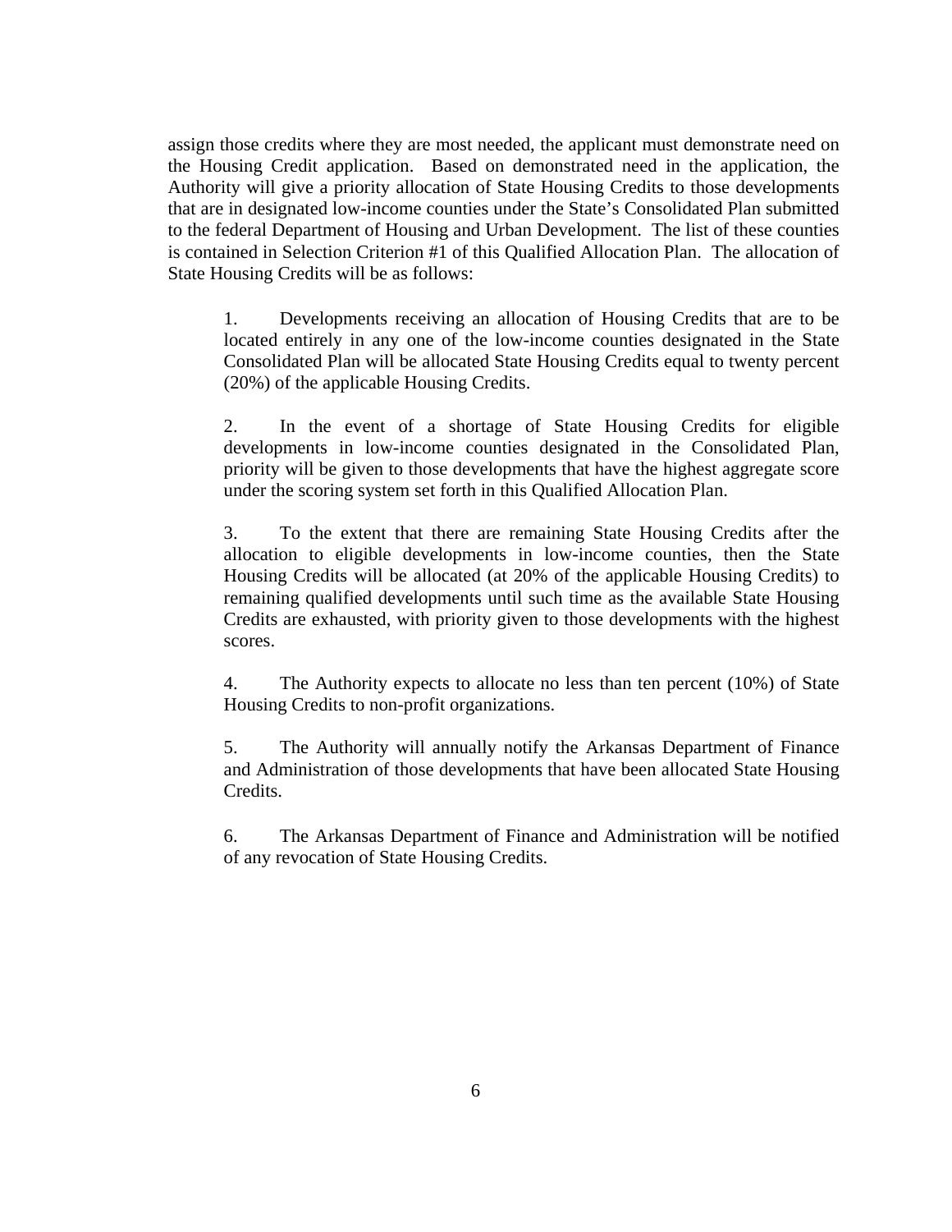assign those credits where they are most needed, the applicant must demonstrate need on the Housing Credit application. Based on demonstrated need in the application, the Authority will give a priority allocation of State Housing Credits to those developments that are in designated low-income counties under the State's Consolidated Plan submitted to the federal Department of Housing and Urban Development. The list of these counties is contained in Selection Criterion #1 of this Qualified Allocation Plan. The allocation of State Housing Credits will be as follows:

1. Developments receiving an allocation of Housing Credits that are to be located entirely in any one of the low-income counties designated in the State Consolidated Plan will be allocated State Housing Credits equal to twenty percent (20%) of the applicable Housing Credits.

2. In the event of a shortage of State Housing Credits for eligible developments in low-income counties designated in the Consolidated Plan, priority will be given to those developments that have the highest aggregate score under the scoring system set forth in this Qualified Allocation Plan.

3. To the extent that there are remaining State Housing Credits after the allocation to eligible developments in low-income counties, then the State Housing Credits will be allocated (at 20% of the applicable Housing Credits) to remaining qualified developments until such time as the available State Housing Credits are exhausted, with priority given to those developments with the highest scores.

4. The Authority expects to allocate no less than ten percent (10%) of State Housing Credits to non-profit organizations.

5. The Authority will annually notify the Arkansas Department of Finance and Administration of those developments that have been allocated State Housing Credits.

6. The Arkansas Department of Finance and Administration will be notified of any revocation of State Housing Credits.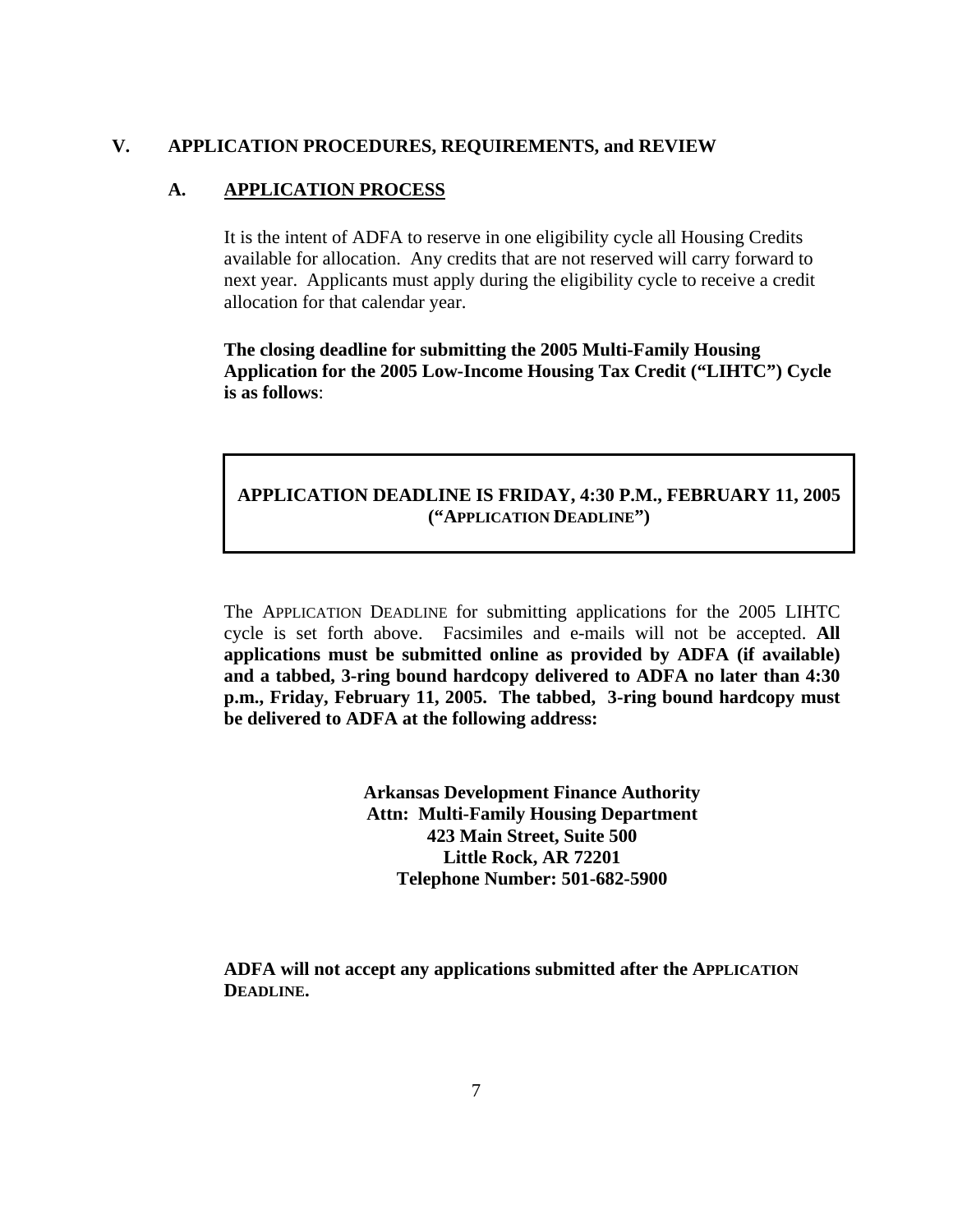## V. APPLICATION PROCEDURES, REQUIREMENTS, and REVIEW

### A. APPLICATION PROCESS

It is the intent of ADFA to reserve in one eligibility cycle all Housing Credits available for allocation. Any credits that are not reserved will carry forward to next year. Applicants must apply during the eligibility cycle to receive a credit allocation for that calendar year.

**The closing deadline for submitting the 2005 Multi-Family Housing Application for the 2005 Low-Income Housing Tax Credit ("LIHTC") Cycle is as follows**:

**APPLICATION DEADLINE IS FRIDAY, 4:30 P.M., FEBRUARY 11, 2005 ("APPLICATION DEADLINE")**

The APPLICATION DEADLINE for submitting applications for the 2005 LIHTC cycle is set forth above. Facsimiles and e-mails will not be accepted. **All applications must be submitted online as provided by ADFA (if available) and a tabbed, 3-ring bound hardcopy delivered to ADFA no later than 4:30 p.m., Friday, February 11, 2005. The tabbed, 3-ring bound hardcopy must be delivered to ADFA at the following address:**

**Arkansas Development Finance Authority**
**Attn: Multi-Family Housing Department**
**423 Main Street, Suite 500**
**Little Rock, AR 72201**
**Telephone Number: 501-682-5900**

**ADFA will not accept any applications submitted after the APPLICATION DEADLINE.**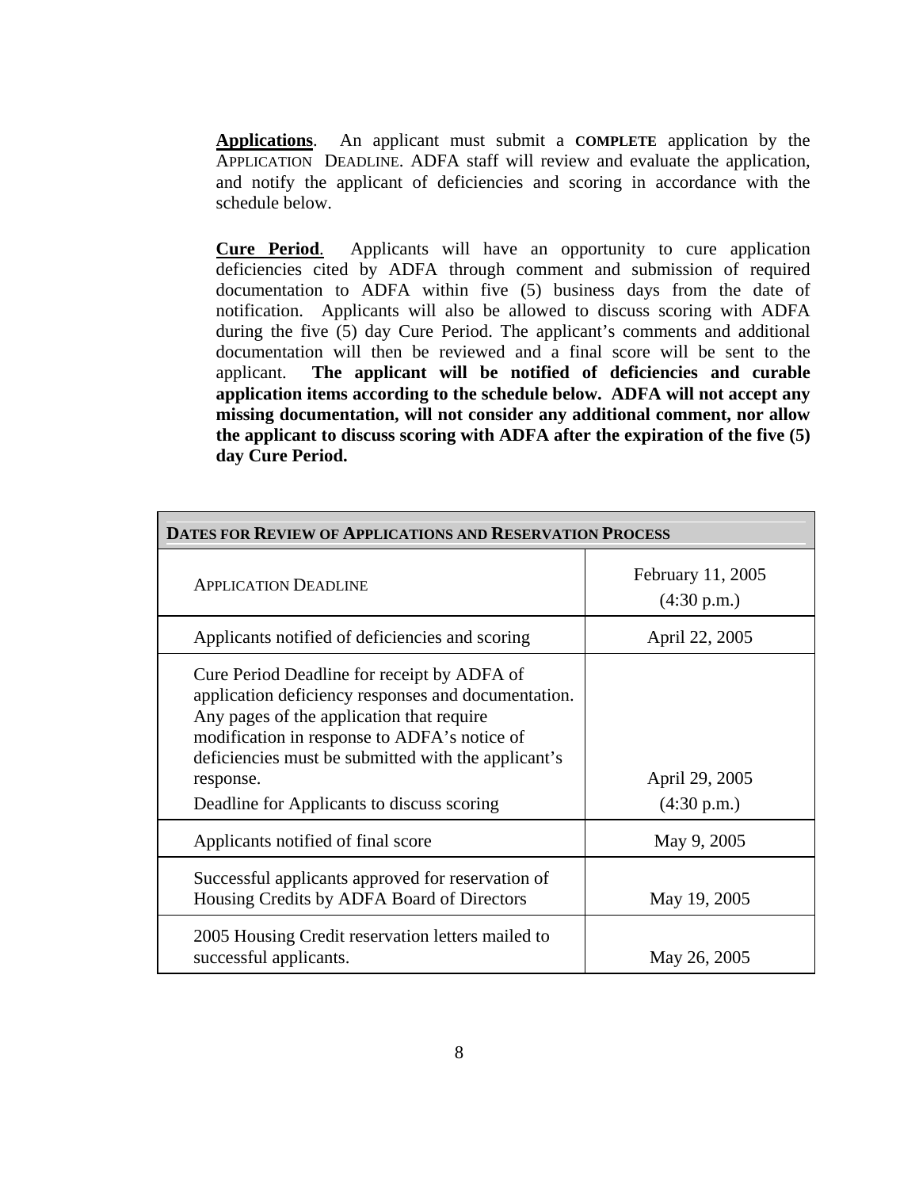**<u>Applications</u>**. An applicant must submit a **COMPLETE** application by the APPLICATION DEADLINE. ADFA staff will review and evaluate the application, and notify the applicant of deficiencies and scoring in accordance with the schedule below.

**<u>Cure Period</u>**. Applicants will have an opportunity to cure application deficiencies cited by ADFA through comment and submission of required documentation to ADFA within five (5) business days from the date of notification. Applicants will also be allowed to discuss scoring with ADFA during the five (5) day Cure Period. The applicant's comments and additional documentation will then be reviewed and a final score will be sent to the applicant. **The applicant will be notified of deficiencies and curable application items according to the schedule below. ADFA will not accept any missing documentation, will not consider any additional comment, nor allow the applicant to discuss scoring with ADFA after the expiration of the five (5) day Cure Period.**

| **DATES FOR REVIEW OF APPLICATIONS AND RESERVATION PROCESS** | |
|---|---|
| APPLICATION DEADLINE | February 11, 2005 (4:30 p.m.) |
| Applicants notified of deficiencies and scoring | April 22, 2005 |
| Cure Period Deadline for receipt by ADFA of application deficiency responses and documentation. Any pages of the application that require modification in response to ADFA's notice of deficiencies must be submitted with the applicant's response. Deadline for Applicants to discuss scoring | April 29, 2005 (4:30 p.m.) |
| Applicants notified of final score | May 9, 2005 |
| Successful applicants approved for reservation of Housing Credits by ADFA Board of Directors | May 19, 2005 |
| 2005 Housing Credit reservation letters mailed to successful applicants. | May 26, 2005 |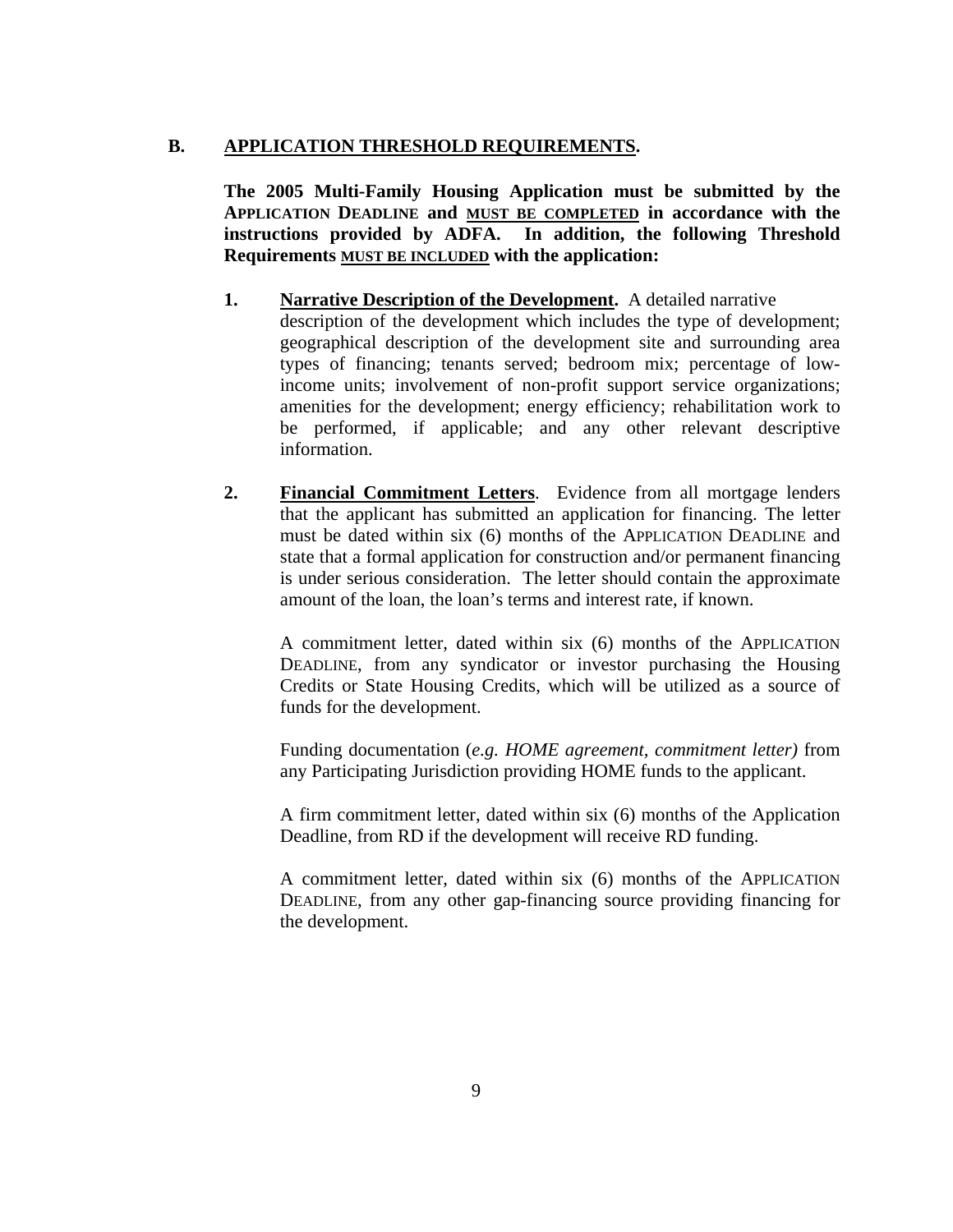## B. APPLICATION THRESHOLD REQUIREMENTS.

**The 2005 Multi-Family Housing Application must be submitted by the APPLICATION DEADLINE and MUST BE COMPLETED in accordance with the instructions provided by ADFA. In addition, the following Threshold Requirements MUST BE INCLUDED with the application:**

1. **Narrative Description of the Development.** A detailed narrative description of the development which includes the type of development; geographical description of the development site and surrounding area types of financing; tenants served; bedroom mix; percentage of low-income units; involvement of non-profit support service organizations; amenities for the development; energy efficiency; rehabilitation work to be performed, if applicable; and any other relevant descriptive information.

2. **Financial Commitment Letters**. Evidence from all mortgage lenders that the applicant has submitted an application for financing. The letter must be dated within six (6) months of the APPLICATION DEADLINE and state that a formal application for construction and/or permanent financing is under serious consideration. The letter should contain the approximate amount of the loan, the loan's terms and interest rate, if known.

   A commitment letter, dated within six (6) months of the APPLICATION DEADLINE, from any syndicator or investor purchasing the Housing Credits or State Housing Credits, which will be utilized as a source of funds for the development.

   Funding documentation (*e.g. HOME agreement, commitment letter)* from any Participating Jurisdiction providing HOME funds to the applicant.

   A firm commitment letter, dated within six (6) months of the Application Deadline, from RD if the development will receive RD funding.

   A commitment letter, dated within six (6) months of the APPLICATION DEADLINE, from any other gap-financing source providing financing for the development.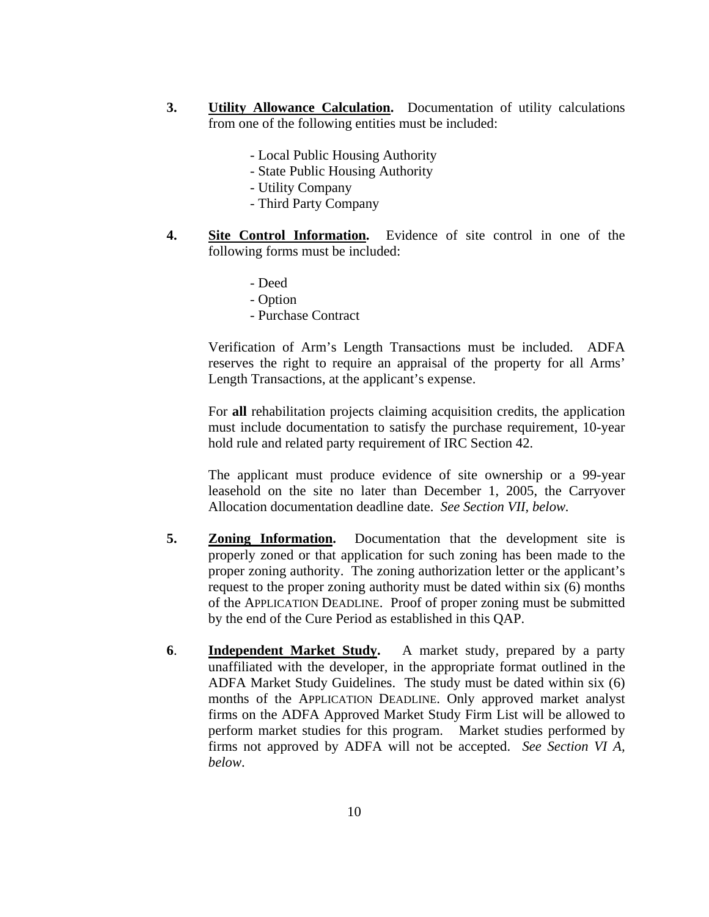3. **Utility Allowance Calculation.** Documentation of utility calculations from one of the following entities must be included:

   - Local Public Housing Authority
   - State Public Housing Authority
   - Utility Company
   - Third Party Company

4. **Site Control Information.** Evidence of site control in one of the following forms must be included:

   - Deed
   - Option
   - Purchase Contract

   Verification of Arm's Length Transactions must be included. ADFA reserves the right to require an appraisal of the property for all Arms' Length Transactions, at the applicant's expense.

   For **all** rehabilitation projects claiming acquisition credits, the application must include documentation to satisfy the purchase requirement, 10-year hold rule and related party requirement of IRC Section 42.

   The applicant must produce evidence of site ownership or a 99-year leasehold on the site no later than December 1, 2005, the Carryover Allocation documentation deadline date. *See Section VII, below.*

5. **Zoning Information.** Documentation that the development site is properly zoned or that application for such zoning has been made to the proper zoning authority. The zoning authorization letter or the applicant's request to the proper zoning authority must be dated within six (6) months of the APPLICATION DEADLINE. Proof of proper zoning must be submitted by the end of the Cure Period as established in this QAP.

6. **Independent Market Study.** A market study, prepared by a party unaffiliated with the developer, in the appropriate format outlined in the ADFA Market Study Guidelines. The study must be dated within six (6) months of the APPLICATION DEADLINE. Only approved market analyst firms on the ADFA Approved Market Study Firm List will be allowed to perform market studies for this program. Market studies performed by firms not approved by ADFA will not be accepted. *See Section VI A, below.*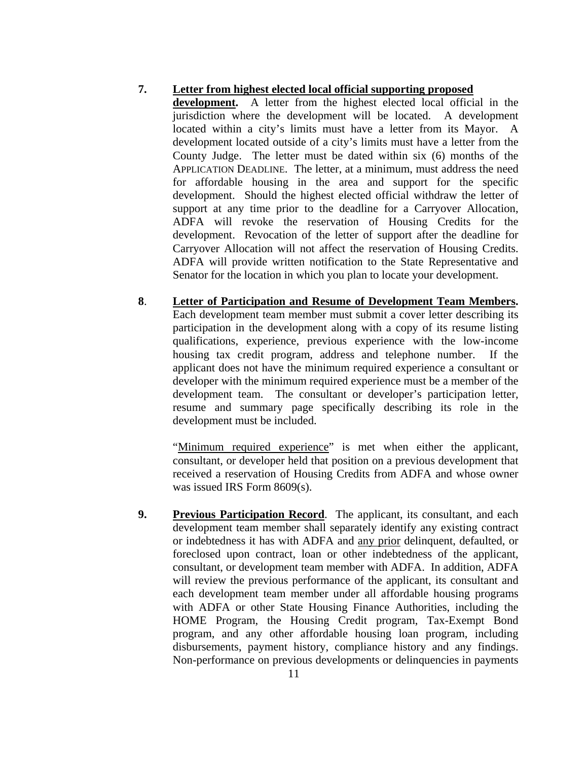**7.** **Letter from highest elected local official supporting proposed development.** A letter from the highest elected local official in the jurisdiction where the development will be located. A development located within a city's limits must have a letter from its Mayor. A development located outside of a city's limits must have a letter from the County Judge. The letter must be dated within six (6) months of the APPLICATION DEADLINE. The letter, at a minimum, must address the need for affordable housing in the area and support for the specific development. Should the highest elected official withdraw the letter of support at any time prior to the deadline for a Carryover Allocation, ADFA will revoke the reservation of Housing Credits for the development. Revocation of the letter of support after the deadline for Carryover Allocation will not affect the reservation of Housing Credits. ADFA will provide written notification to the State Representative and Senator for the location in which you plan to locate your development.

**8**. **Letter of Participation and Resume of Development Team Members.** Each development team member must submit a cover letter describing its participation in the development along with a copy of its resume listing qualifications, experience, previous experience with the low-income housing tax credit program, address and telephone number. If the applicant does not have the minimum required experience a consultant or developer with the minimum required experience must be a member of the development team. The consultant or developer's participation letter, resume and summary page specifically describing its role in the development must be included.

"Minimum required experience" is met when either the applicant, consultant, or developer held that position on a previous development that received a reservation of Housing Credits from ADFA and whose owner was issued IRS Form 8609(s).

**9.** **Previous Participation Record**. The applicant, its consultant, and each development team member shall separately identify any existing contract or indebtedness it has with ADFA and any prior delinquent, defaulted, or foreclosed upon contract, loan or other indebtedness of the applicant, consultant, or development team member with ADFA. In addition, ADFA will review the previous performance of the applicant, its consultant and each development team member under all affordable housing programs with ADFA or other State Housing Finance Authorities, including the HOME Program, the Housing Credit program, Tax-Exempt Bond program, and any other affordable housing loan program, including disbursements, payment history, compliance history and any findings. Non-performance on previous developments or delinquencies in payments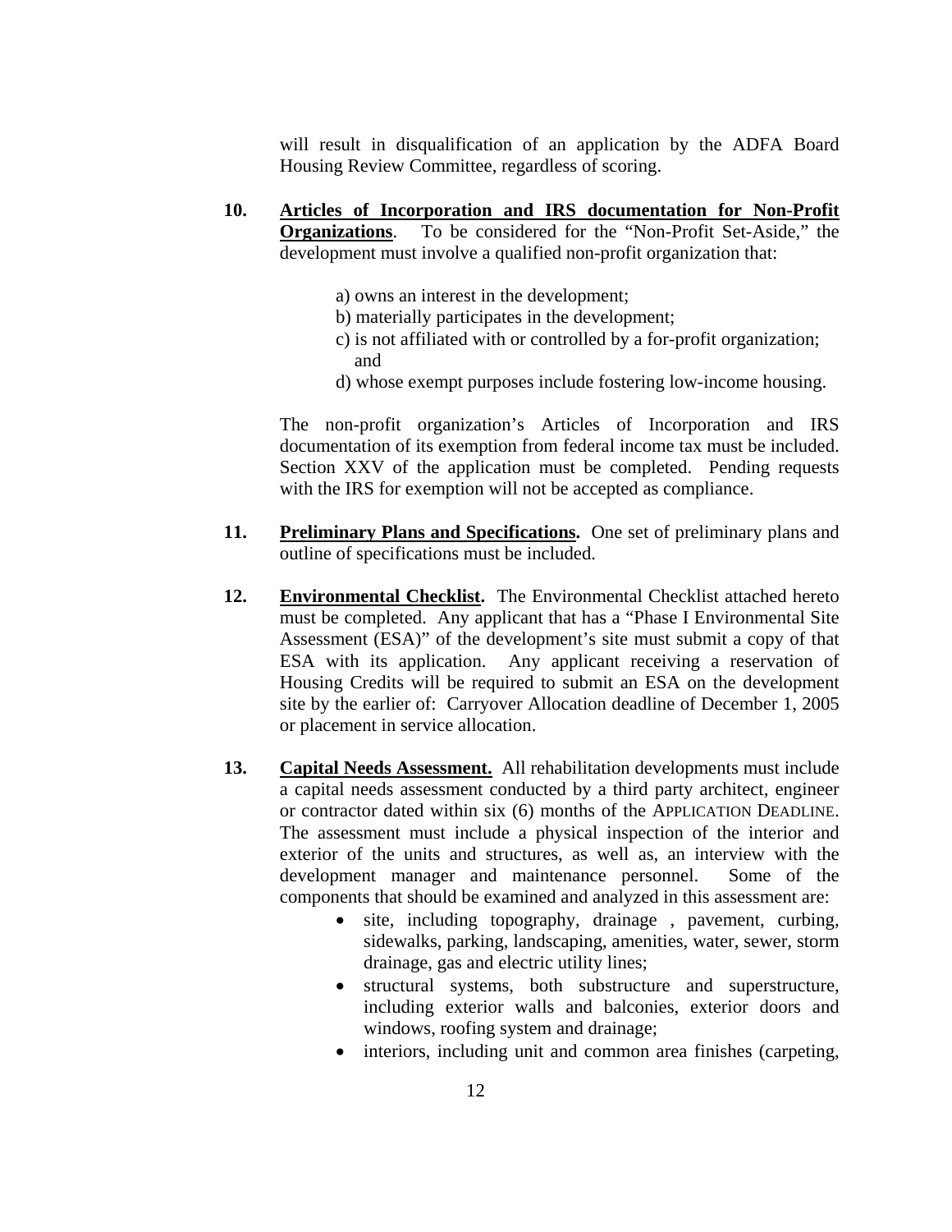will result in disqualification of an application by the ADFA Board Housing Review Committee, regardless of scoring.

**10. Articles of Incorporation and IRS documentation for Non-Profit Organizations**. To be considered for the "Non-Profit Set-Aside," the development must involve a qualified non-profit organization that:

a) owns an interest in the development;
b) materially participates in the development;
c) is not affiliated with or controlled by a for-profit organization; and
d) whose exempt purposes include fostering low-income housing.

The non-profit organization's Articles of Incorporation and IRS documentation of its exemption from federal income tax must be included. Section XXV of the application must be completed. Pending requests with the IRS for exemption will not be accepted as compliance.

**11. Preliminary Plans and Specifications.** One set of preliminary plans and outline of specifications must be included.

**12. Environmental Checklist.** The Environmental Checklist attached hereto must be completed. Any applicant that has a "Phase I Environmental Site Assessment (ESA)" of the development's site must submit a copy of that ESA with its application. Any applicant receiving a reservation of Housing Credits will be required to submit an ESA on the development site by the earlier of: Carryover Allocation deadline of December 1, 2005 or placement in service allocation.

**13. Capital Needs Assessment.** All rehabilitation developments must include a capital needs assessment conducted by a third party architect, engineer or contractor dated within six (6) months of the APPLICATION DEADLINE. The assessment must include a physical inspection of the interior and exterior of the units and structures, as well as, an interview with the development manager and maintenance personnel. Some of the components that should be examined and analyzed in this assessment are:

- site, including topography, drainage , pavement, curbing, sidewalks, parking, landscaping, amenities, water, sewer, storm drainage, gas and electric utility lines;
- structural systems, both substructure and superstructure, including exterior walls and balconies, exterior doors and windows, roofing system and drainage;
- interiors, including unit and common area finishes (carpeting,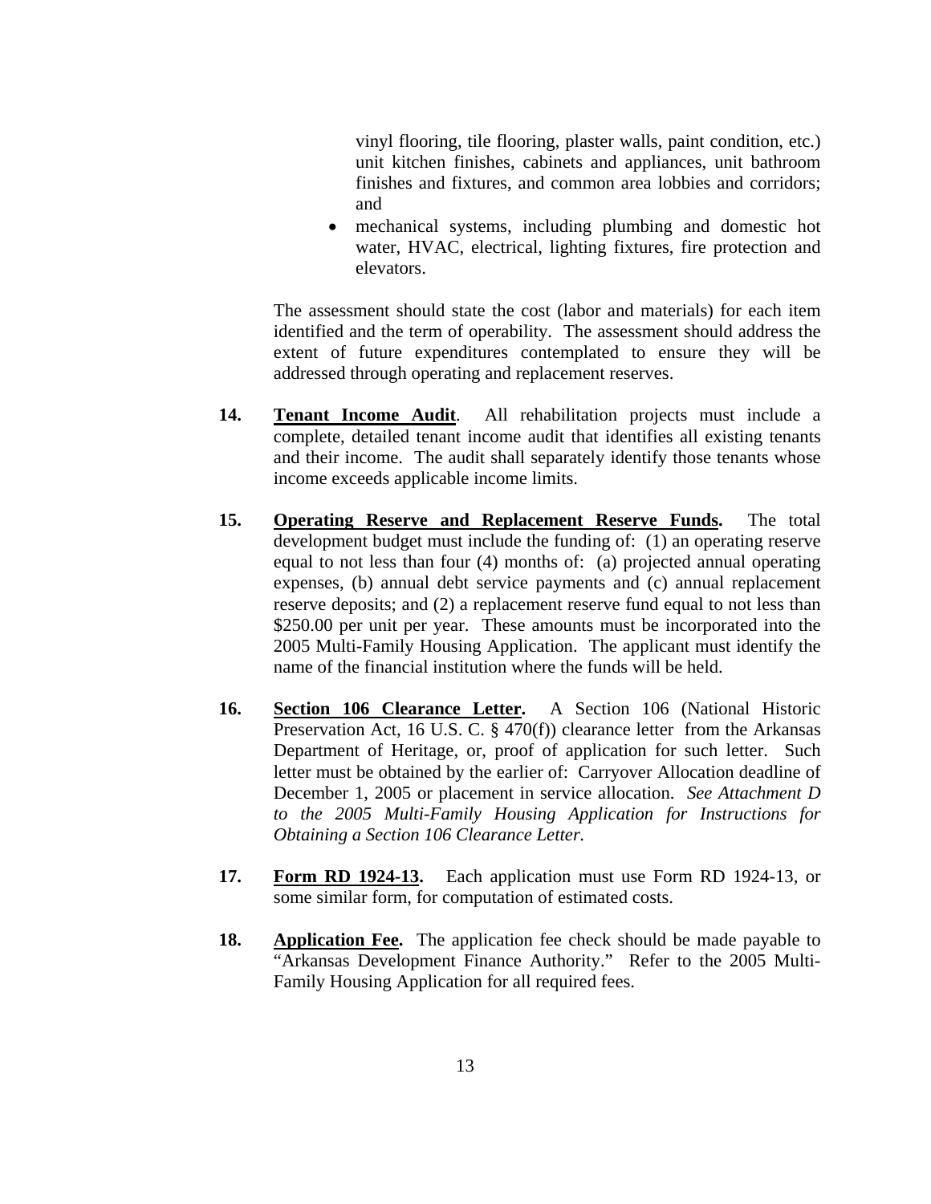vinyl flooring, tile flooring, plaster walls, paint condition, etc.) unit kitchen finishes, cabinets and appliances, unit bathroom finishes and fixtures, and common area lobbies and corridors; and

- mechanical systems, including plumbing and domestic hot water, HVAC, electrical, lighting fixtures, fire protection and elevators.

The assessment should state the cost (labor and materials) for each item identified and the term of operability. The assessment should address the extent of future expenditures contemplated to ensure they will be addressed through operating and replacement reserves.

**14.** **<u>Tenant Income Audit</u>**. All rehabilitation projects must include a complete, detailed tenant income audit that identifies all existing tenants and their income. The audit shall separately identify those tenants whose income exceeds applicable income limits.

**15.** **<u>Operating Reserve and Replacement Reserve Funds</u>.** The total development budget must include the funding of: (1) an operating reserve equal to not less than four (4) months of: (a) projected annual operating expenses, (b) annual debt service payments and (c) annual replacement reserve deposits; and (2) a replacement reserve fund equal to not less than $250.00 per unit per year. These amounts must be incorporated into the 2005 Multi-Family Housing Application. The applicant must identify the name of the financial institution where the funds will be held.

**16.** **<u>Section 106 Clearance Letter</u>.** A Section 106 (National Historic Preservation Act, 16 U.S. C. § 470(f)) clearance letter from the Arkansas Department of Heritage, or, proof of application for such letter. Such letter must be obtained by the earlier of: Carryover Allocation deadline of December 1, 2005 or placement in service allocation. *See Attachment D to the 2005 Multi-Family Housing Application for Instructions for Obtaining a Section 106 Clearance Letter.*

**17.** **<u>Form RD 1924-13</u>.** Each application must use Form RD 1924-13, or some similar form, for computation of estimated costs.

**18.** **<u>Application Fee</u>.** The application fee check should be made payable to "Arkansas Development Finance Authority." Refer to the 2005 Multi-Family Housing Application for all required fees.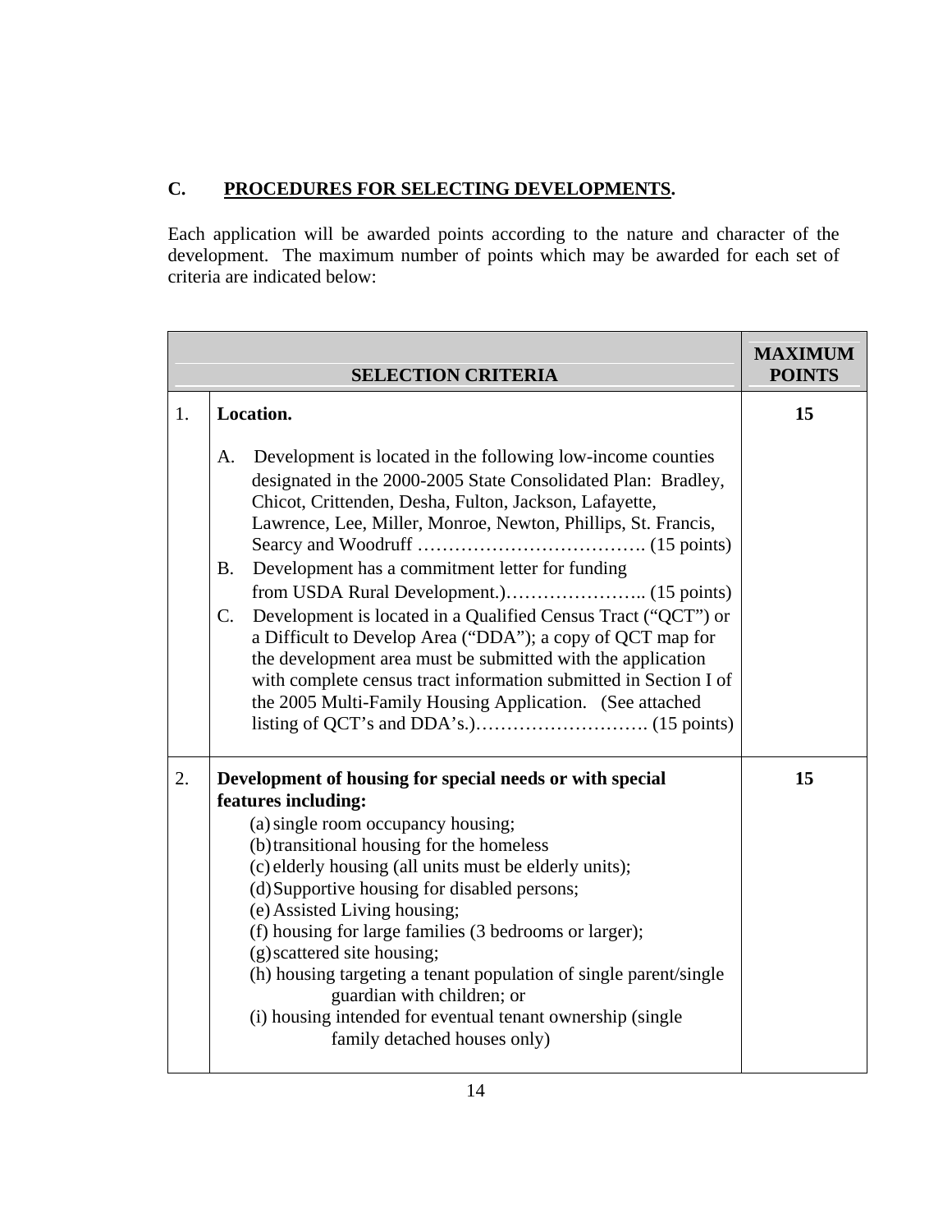## C. PROCEDURES FOR SELECTING DEVELOPMENTS.

Each application will be awarded points according to the nature and character of the development. The maximum number of points which may be awarded for each set of criteria are indicated below:

| | SELECTION CRITERIA | MAXIMUM POINTS |
|---|---|---|
| 1. | **Location.**<br><br>A. Development is located in the following low-income counties designated in the 2000-2005 State Consolidated Plan: Bradley, Chicot, Crittenden, Desha, Fulton, Jackson, Lafayette, Lawrence, Lee, Miller, Monroe, Newton, Phillips, St. Francis, Searcy and Woodruff ………………………………. (15 points)<br>B. Development has a commitment letter for funding from USDA Rural Development.)………………….. (15 points)<br>C. Development is located in a Qualified Census Tract ("QCT") or a Difficult to Develop Area ("DDA"); a copy of QCT map for the development area must be submitted with the application with complete census tract information submitted in Section I of the 2005 Multi-Family Housing Application. (See attached listing of QCT's and DDA's.)………………………. (15 points) | **15** |
| 2. | **Development of housing for special needs or with special features including:**<br>(a) single room occupancy housing;<br>(b) transitional housing for the homeless<br>(c) elderly housing (all units must be elderly units);<br>(d) Supportive housing for disabled persons;<br>(e) Assisted Living housing;<br>(f) housing for large families (3 bedrooms or larger);<br>(g) scattered site housing;<br>(h) housing targeting a tenant population of single parent/single guardian with children; or<br>(i) housing intended for eventual tenant ownership (single family detached houses only) | **15** |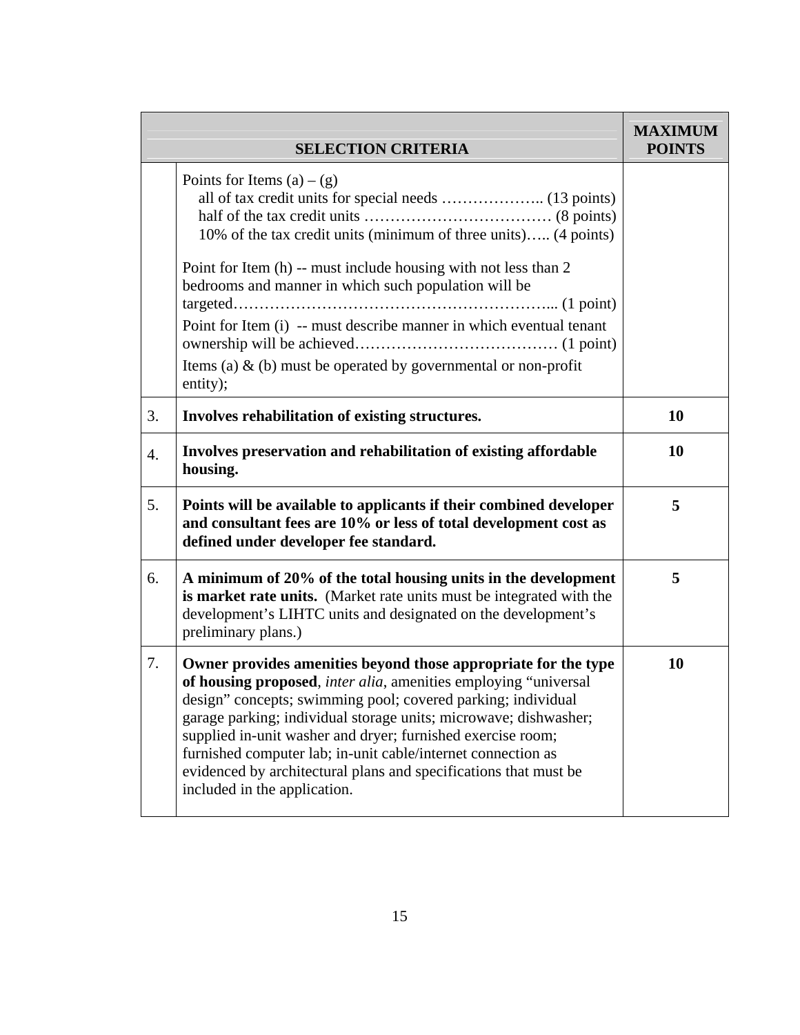| | SELECTION CRITERIA | MAXIMUM POINTS |
|---|---|---|
| | Points for Items (a) – (g)<br>all of tax credit units for special needs ……………….. (13 points)<br>half of the tax credit units ……………………………… (8 points)<br>10% of the tax credit units (minimum of three units)….. (4 points)<br><br>Point for Item (h) -- must include housing with not less than 2 bedrooms and manner in which such population will be targeted…………………………………………………... (1 point)<br>Point for Item (i) -- must describe manner in which eventual tenant ownership will be achieved………………………………… (1 point)<br>Items (a) & (b) must be operated by governmental or non-profit entity); | |
| 3. | **Involves rehabilitation of existing structures.** | **10** |
| 4. | **Involves preservation and rehabilitation of existing affordable housing.** | **10** |
| 5. | **Points will be available to applicants if their combined developer and consultant fees are 10% or less of total development cost as defined under developer fee standard.** | **5** |
| 6. | **A minimum of 20% of the total housing units in the development is market rate units.** (Market rate units must be integrated with the development's LIHTC units and designated on the development's preliminary plans.) | **5** |
| 7. | **Owner provides amenities beyond those appropriate for the type of housing proposed**, *inter alia*, amenities employing "universal design" concepts; swimming pool; covered parking; individual garage parking; individual storage units; microwave; dishwasher; supplied in-unit washer and dryer; furnished exercise room; furnished computer lab; in-unit cable/internet connection as evidenced by architectural plans and specifications that must be included in the application. | **10** |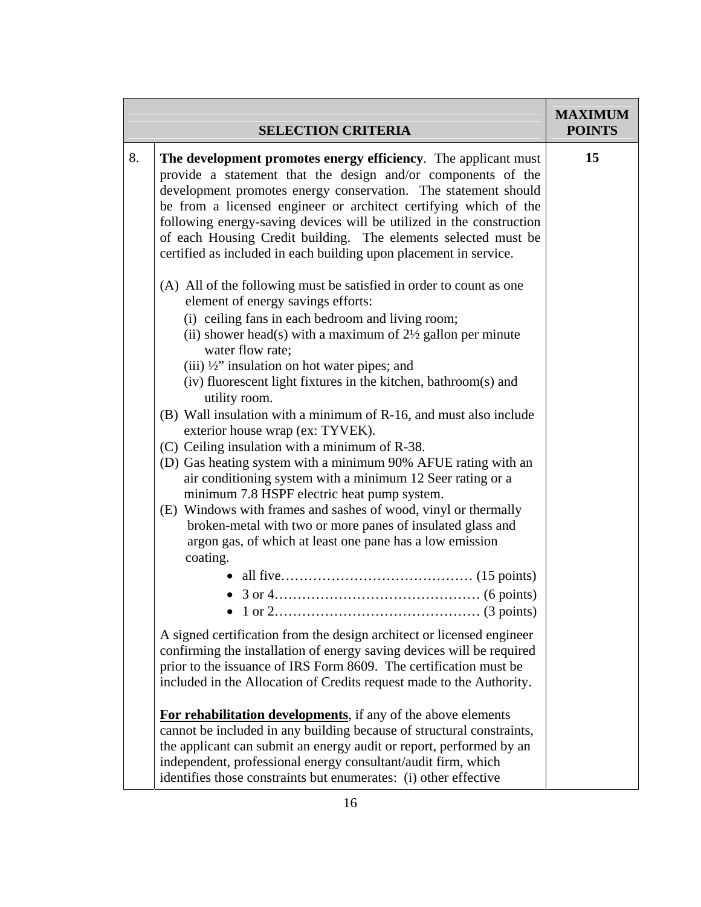| | SELECTION CRITERIA | MAXIMUM POINTS |
|---|---|---|
| 8. | **The development promotes energy efficiency**. The applicant must provide a statement that the design and/or components of the development promotes energy conservation. The statement should be from a licensed engineer or architect certifying which of the following energy-saving devices will be utilized in the construction of each Housing Credit building. The elements selected must be certified as included in each building upon placement in service.<br><br>(A) All of the following must be satisfied in order to count as one element of energy savings efforts:<br>(i) ceiling fans in each bedroom and living room;<br>(ii) shower head(s) with a maximum of 2½ gallon per minute water flow rate;<br>(iii) ½" insulation on hot water pipes; and<br>(iv) fluorescent light fixtures in the kitchen, bathroom(s) and utility room.<br>(B) Wall insulation with a minimum of R-16, and must also include exterior house wrap (ex: TYVEK).<br>(C) Ceiling insulation with a minimum of R-38.<br>(D) Gas heating system with a minimum 90% AFUE rating with an air conditioning system with a minimum 12 Seer rating or a minimum 7.8 HSPF electric heat pump system.<br>(E) Windows with frames and sashes of wood, vinyl or thermally broken-metal with two or more panes of insulated glass and argon gas, of which at least one pane has a low emission coating.<br>• all five…………………………………… (15 points)<br>• 3 or 4……………………………………… (6 points)<br>• 1 or 2……………………………………… (3 points)<br><br>A signed certification from the design architect or licensed engineer confirming the installation of energy saving devices will be required prior to the issuance of IRS Form 8609. The certification must be included in the Allocation of Credits request made to the Authority.<br><br>**For rehabilitation developments**, if any of the above elements cannot be included in any building because of structural constraints, the applicant can submit an energy audit or report, performed by an independent, professional energy consultant/audit firm, which identifies those constraints but enumerates: (i) other effective | 15 |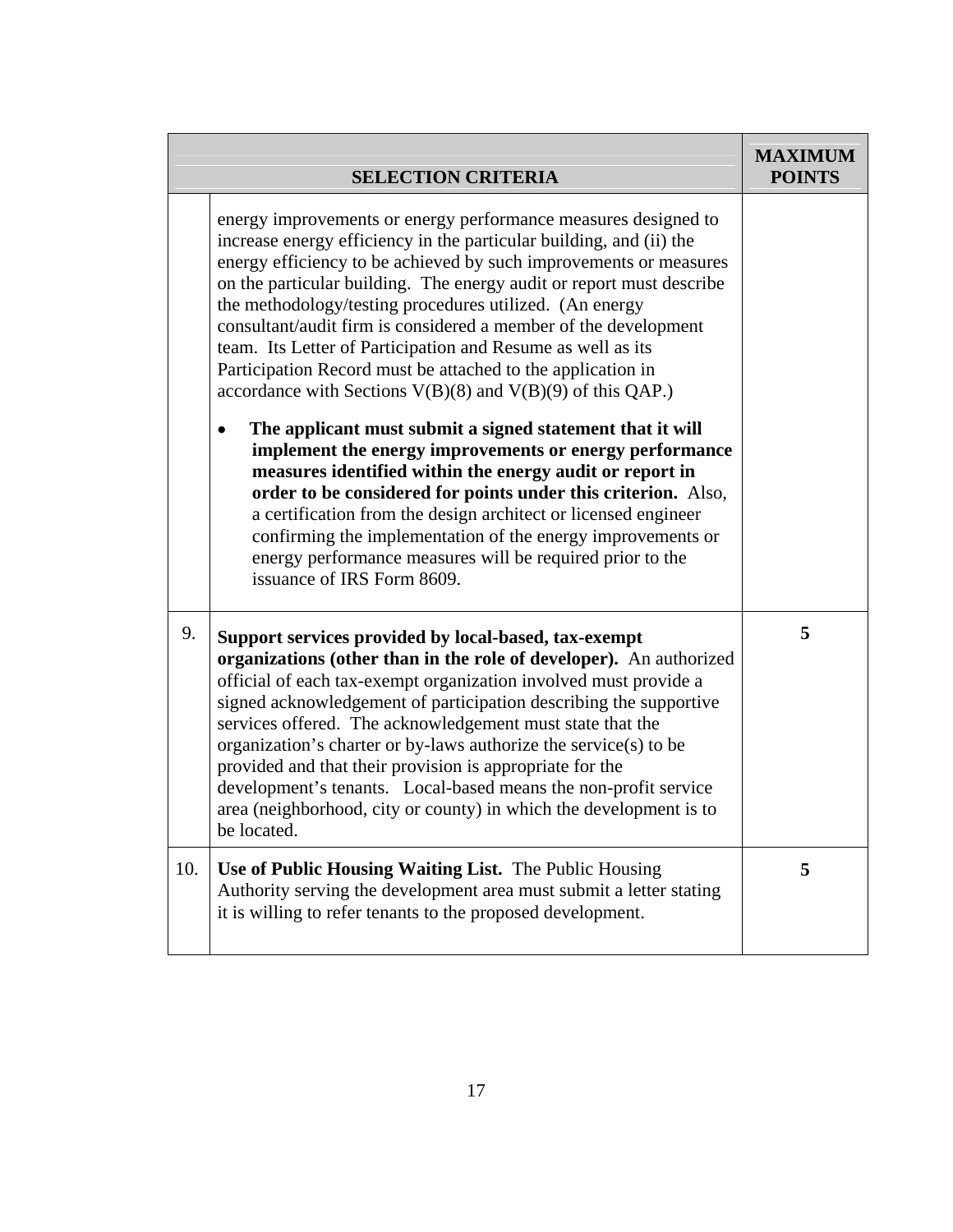| | SELECTION CRITERIA | MAXIMUM POINTS |
|---|---|---|
| | energy improvements or energy performance measures designed to increase energy efficiency in the particular building, and (ii) the energy efficiency to be achieved by such improvements or measures on the particular building. The energy audit or report must describe the methodology/testing procedures utilized. (An energy consultant/audit firm is considered a member of the development team. Its Letter of Participation and Resume as well as its Participation Record must be attached to the application in accordance with Sections V(B)(8) and V(B)(9) of this QAP.)<br><br>• **The applicant must submit a signed statement that it will implement the energy improvements or energy performance measures identified within the energy audit or report in order to be considered for points under this criterion.** Also, a certification from the design architect or licensed engineer confirming the implementation of the energy improvements or energy performance measures will be required prior to the issuance of IRS Form 8609. | |
| 9. | **Support services provided by local-based, tax-exempt organizations (other than in the role of developer).** An authorized official of each tax-exempt organization involved must provide a signed acknowledgement of participation describing the supportive services offered. The acknowledgement must state that the organization's charter or by-laws authorize the service(s) to be provided and that their provision is appropriate for the development's tenants. Local-based means the non-profit service area (neighborhood, city or county) in which the development is to be located. | **5** |
| 10. | **Use of Public Housing Waiting List.** The Public Housing Authority serving the development area must submit a letter stating it is willing to refer tenants to the proposed development. | **5** |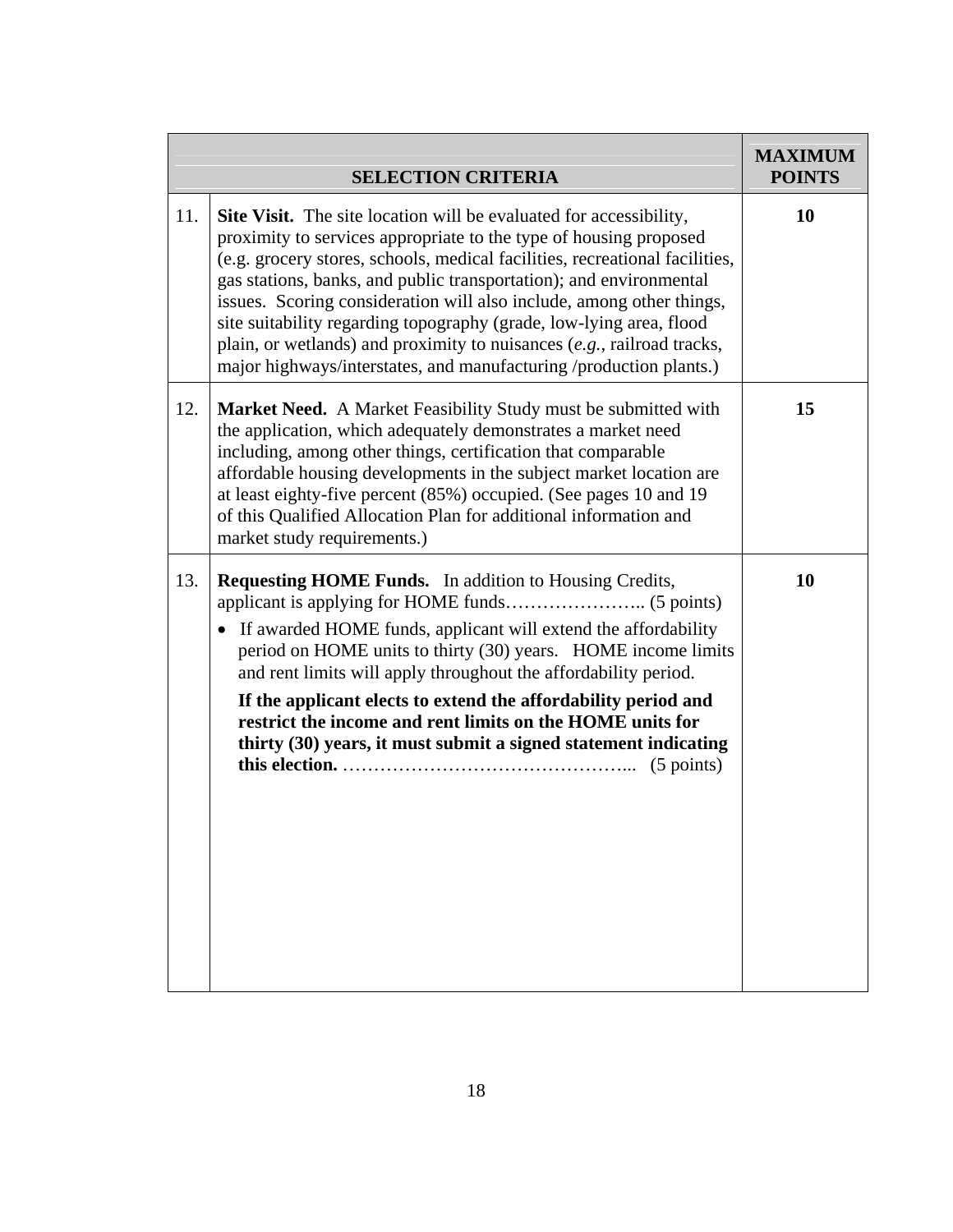| | SELECTION CRITERIA | MAXIMUM POINTS |
|---|---|---|
| 11. | **Site Visit.** The site location will be evaluated for accessibility, proximity to services appropriate to the type of housing proposed (e.g. grocery stores, schools, medical facilities, recreational facilities, gas stations, banks, and public transportation); and environmental issues. Scoring consideration will also include, among other things, site suitability regarding topography (grade, low-lying area, flood plain, or wetlands) and proximity to nuisances (*e.g.,* railroad tracks, major highways/interstates, and manufacturing /production plants.) | **10** |
| 12. | **Market Need.** A Market Feasibility Study must be submitted with the application, which adequately demonstrates a market need including, among other things, certification that comparable affordable housing developments in the subject market location are at least eighty-five percent (85%) occupied. (See pages 10 and 19 of this Qualified Allocation Plan for additional information and market study requirements.) | **15** |
| 13. | **Requesting HOME Funds.** In addition to Housing Credits, applicant is applying for HOME funds………………….. (5 points)<br>• If awarded HOME funds, applicant will extend the affordability period on HOME units to thirty (30) years. HOME income limits and rent limits will apply throughout the affordability period.<br>**If the applicant elects to extend the affordability period and restrict the income and rent limits on the HOME units for thirty (30) years, it must submit a signed statement indicating this election.** ……………………………………….. (5 points) | **10** |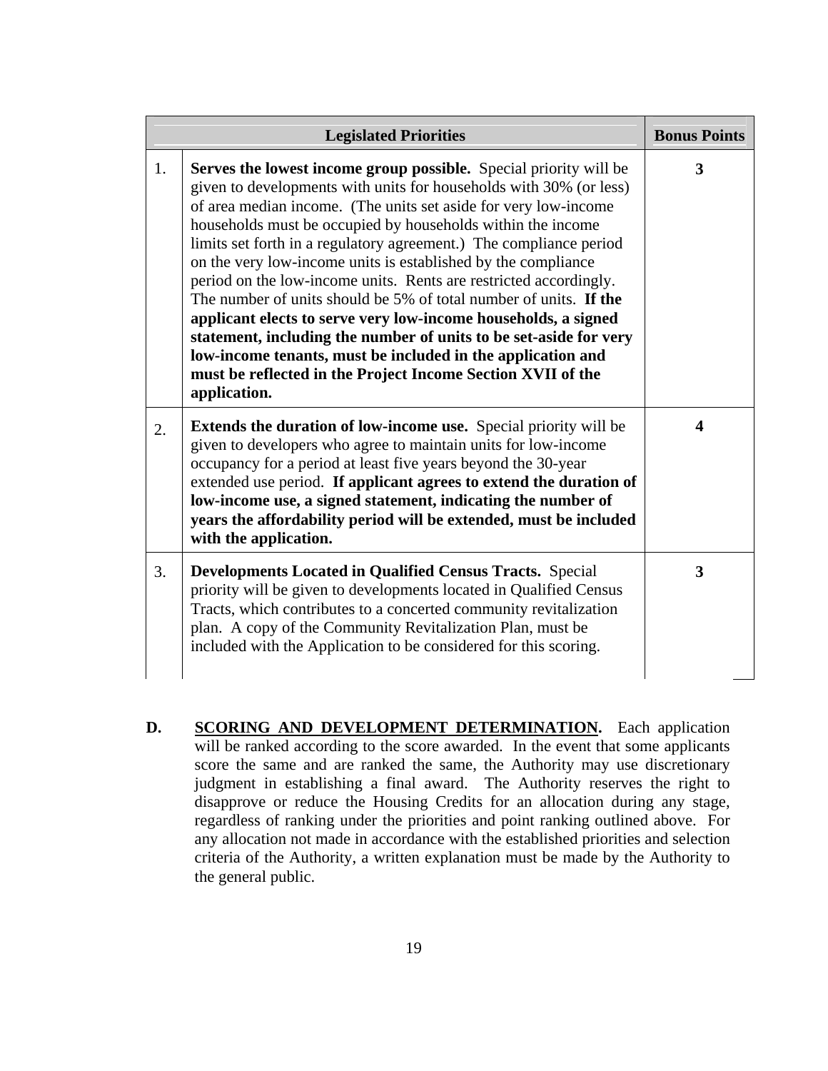| | Legislated Priorities | Bonus Points |
|---|---|---|
| 1. | **Serves the lowest income group possible.** Special priority will be given to developments with units for households with 30% (or less) of area median income. (The units set aside for very low-income households must be occupied by households within the income limits set forth in a regulatory agreement.) The compliance period on the very low-income units is established by the compliance period on the low-income units. Rents are restricted accordingly. The number of units should be 5% of total number of units. **If the applicant elects to serve very low-income households, a signed statement, including the number of units to be set-aside for very low-income tenants, must be included in the application and must be reflected in the Project Income Section XVII of the application.** | **3** |
| 2. | **Extends the duration of low-income use.** Special priority will be given to developers who agree to maintain units for low-income occupancy for a period at least five years beyond the 30-year extended use period. **If applicant agrees to extend the duration of low-income use, a signed statement, indicating the number of years the affordability period will be extended, must be included with the application.** | **4** |
| 3. | **Developments Located in Qualified Census Tracts.** Special priority will be given to developments located in Qualified Census Tracts, which contributes to a concerted community revitalization plan. A copy of the Community Revitalization Plan, must be included with the Application to be considered for this scoring. | **3** |

**D.** **SCORING AND DEVELOPMENT DETERMINATION.** Each application will be ranked according to the score awarded. In the event that some applicants score the same and are ranked the same, the Authority may use discretionary judgment in establishing a final award. The Authority reserves the right to disapprove or reduce the Housing Credits for an allocation during any stage, regardless of ranking under the priorities and point ranking outlined above. For any allocation not made in accordance with the established priorities and selection criteria of the Authority, a written explanation must be made by the Authority to the general public.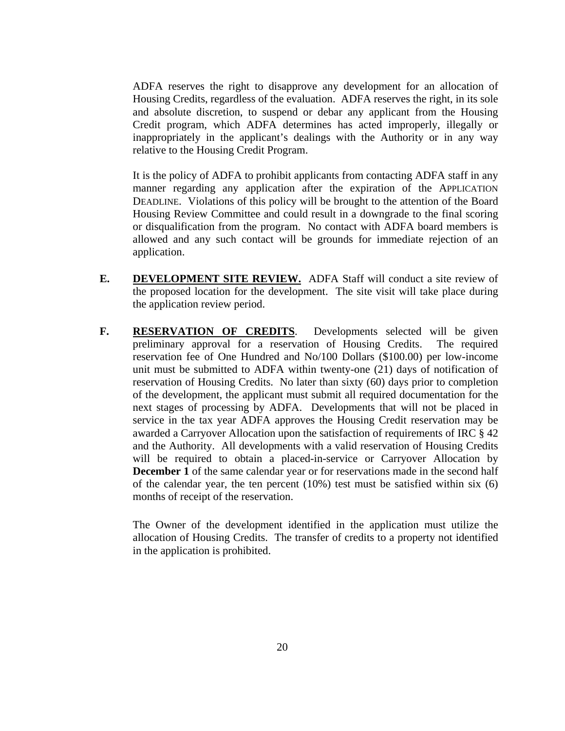ADFA reserves the right to disapprove any development for an allocation of Housing Credits, regardless of the evaluation. ADFA reserves the right, in its sole and absolute discretion, to suspend or debar any applicant from the Housing Credit program, which ADFA determines has acted improperly, illegally or inappropriately in the applicant's dealings with the Authority or in any way relative to the Housing Credit Program.

It is the policy of ADFA to prohibit applicants from contacting ADFA staff in any manner regarding any application after the expiration of the APPLICATION DEADLINE. Violations of this policy will be brought to the attention of the Board Housing Review Committee and could result in a downgrade to the final scoring or disqualification from the program. No contact with ADFA board members is allowed and any such contact will be grounds for immediate rejection of an application.

**E.** **DEVELOPMENT SITE REVIEW.** ADFA Staff will conduct a site review of the proposed location for the development. The site visit will take place during the application review period.

**F.** **RESERVATION OF CREDITS**. Developments selected will be given preliminary approval for a reservation of Housing Credits. The required reservation fee of One Hundred and No/100 Dollars ($100.00) per low-income unit must be submitted to ADFA within twenty-one (21) days of notification of reservation of Housing Credits. No later than sixty (60) days prior to completion of the development, the applicant must submit all required documentation for the next stages of processing by ADFA. Developments that will not be placed in service in the tax year ADFA approves the Housing Credit reservation may be awarded a Carryover Allocation upon the satisfaction of requirements of IRC § 42 and the Authority. All developments with a valid reservation of Housing Credits will be required to obtain a placed-in-service or Carryover Allocation by **December 1** of the same calendar year or for reservations made in the second half of the calendar year, the ten percent (10%) test must be satisfied within six (6) months of receipt of the reservation.

The Owner of the development identified in the application must utilize the allocation of Housing Credits. The transfer of credits to a property not identified in the application is prohibited.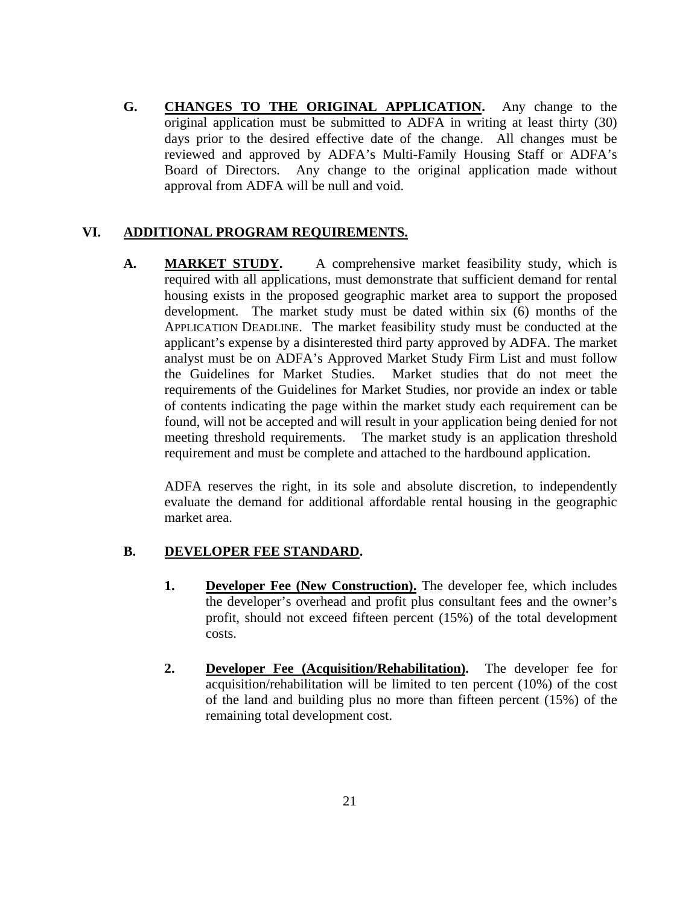**G. CHANGES TO THE ORIGINAL APPLICATION.** Any change to the original application must be submitted to ADFA in writing at least thirty (30) days prior to the desired effective date of the change. All changes must be reviewed and approved by ADFA's Multi-Family Housing Staff or ADFA's Board of Directors. Any change to the original application made without approval from ADFA will be null and void.

## VI. ADDITIONAL PROGRAM REQUIREMENTS.

**A. MARKET STUDY.** A comprehensive market feasibility study, which is required with all applications, must demonstrate that sufficient demand for rental housing exists in the proposed geographic market area to support the proposed development. The market study must be dated within six (6) months of the APPLICATION DEADLINE. The market feasibility study must be conducted at the applicant's expense by a disinterested third party approved by ADFA. The market analyst must be on ADFA's Approved Market Study Firm List and must follow the Guidelines for Market Studies. Market studies that do not meet the requirements of the Guidelines for Market Studies, nor provide an index or table of contents indicating the page within the market study each requirement can be found, will not be accepted and will result in your application being denied for not meeting threshold requirements. The market study is an application threshold requirement and must be complete and attached to the hardbound application.

ADFA reserves the right, in its sole and absolute discretion, to independently evaluate the demand for additional affordable rental housing in the geographic market area.

**B. DEVELOPER FEE STANDARD.**

1. **Developer Fee (New Construction).** The developer fee, which includes the developer's overhead and profit plus consultant fees and the owner's profit, should not exceed fifteen percent (15%) of the total development costs.

2. **Developer Fee (Acquisition/Rehabilitation).** The developer fee for acquisition/rehabilitation will be limited to ten percent (10%) of the cost of the land and building plus no more than fifteen percent (15%) of the remaining total development cost.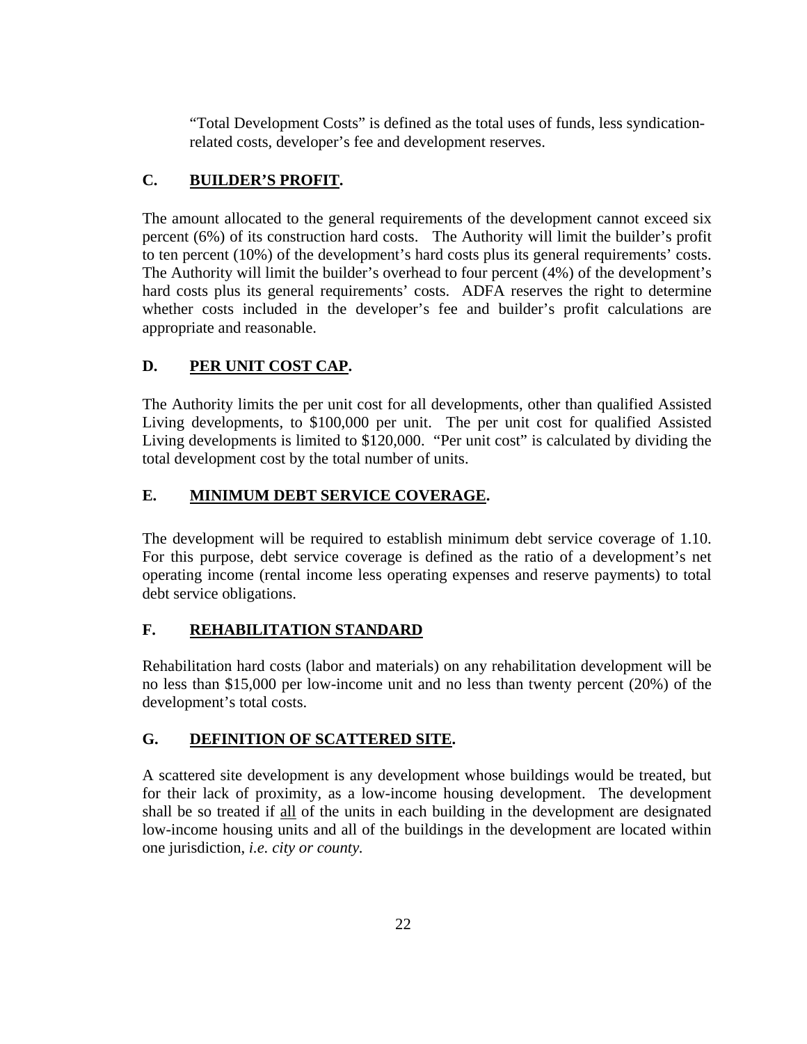"Total Development Costs" is defined as the total uses of funds, less syndication-related costs, developer's fee and development reserves.

## C. **BUILDER'S PROFIT.**

The amount allocated to the general requirements of the development cannot exceed six percent (6%) of its construction hard costs. The Authority will limit the builder's profit to ten percent (10%) of the development's hard costs plus its general requirements' costs. The Authority will limit the builder's overhead to four percent (4%) of the development's hard costs plus its general requirements' costs. ADFA reserves the right to determine whether costs included in the developer's fee and builder's profit calculations are appropriate and reasonable.

## D. **PER UNIT COST CAP.**

The Authority limits the per unit cost for all developments, other than qualified Assisted Living developments, to $100,000 per unit. The per unit cost for qualified Assisted Living developments is limited to $120,000. "Per unit cost" is calculated by dividing the total development cost by the total number of units.

## E. **MINIMUM DEBT SERVICE COVERAGE.**

The development will be required to establish minimum debt service coverage of 1.10. For this purpose, debt service coverage is defined as the ratio of a development's net operating income (rental income less operating expenses and reserve payments) to total debt service obligations.

## F. **REHABILITATION STANDARD**

Rehabilitation hard costs (labor and materials) on any rehabilitation development will be no less than $15,000 per low-income unit and no less than twenty percent (20%) of the development's total costs.

## G. **DEFINITION OF SCATTERED SITE.**

A scattered site development is any development whose buildings would be treated, but for their lack of proximity, as a low-income housing development. The development shall be so treated if all of the units in each building in the development are designated low-income housing units and all of the buildings in the development are located within one jurisdiction, *i.e. city or county.*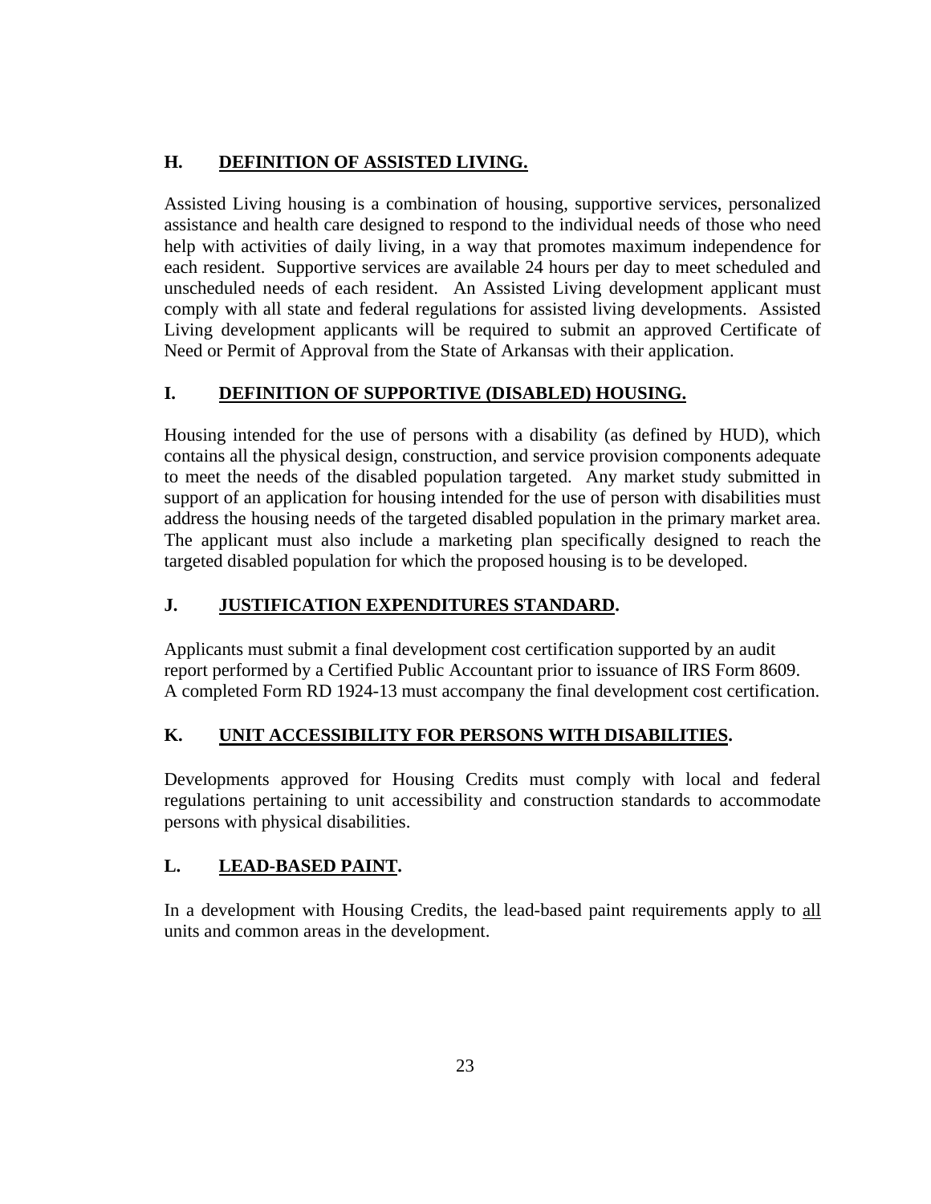## H. DEFINITION OF ASSISTED LIVING.

Assisted Living housing is a combination of housing, supportive services, personalized assistance and health care designed to respond to the individual needs of those who need help with activities of daily living, in a way that promotes maximum independence for each resident. Supportive services are available 24 hours per day to meet scheduled and unscheduled needs of each resident. An Assisted Living development applicant must comply with all state and federal regulations for assisted living developments. Assisted Living development applicants will be required to submit an approved Certificate of Need or Permit of Approval from the State of Arkansas with their application.

## I. DEFINITION OF SUPPORTIVE (DISABLED) HOUSING.

Housing intended for the use of persons with a disability (as defined by HUD), which contains all the physical design, construction, and service provision components adequate to meet the needs of the disabled population targeted. Any market study submitted in support of an application for housing intended for the use of person with disabilities must address the housing needs of the targeted disabled population in the primary market area. The applicant must also include a marketing plan specifically designed to reach the targeted disabled population for which the proposed housing is to be developed.

## J. JUSTIFICATION EXPENDITURES STANDARD.

Applicants must submit a final development cost certification supported by an audit report performed by a Certified Public Accountant prior to issuance of IRS Form 8609. A completed Form RD 1924-13 must accompany the final development cost certification.

## K. UNIT ACCESSIBILITY FOR PERSONS WITH DISABILITIES.

Developments approved for Housing Credits must comply with local and federal regulations pertaining to unit accessibility and construction standards to accommodate persons with physical disabilities.

## L. LEAD-BASED PAINT.

In a development with Housing Credits, the lead-based paint requirements apply to <u>all</u> units and common areas in the development.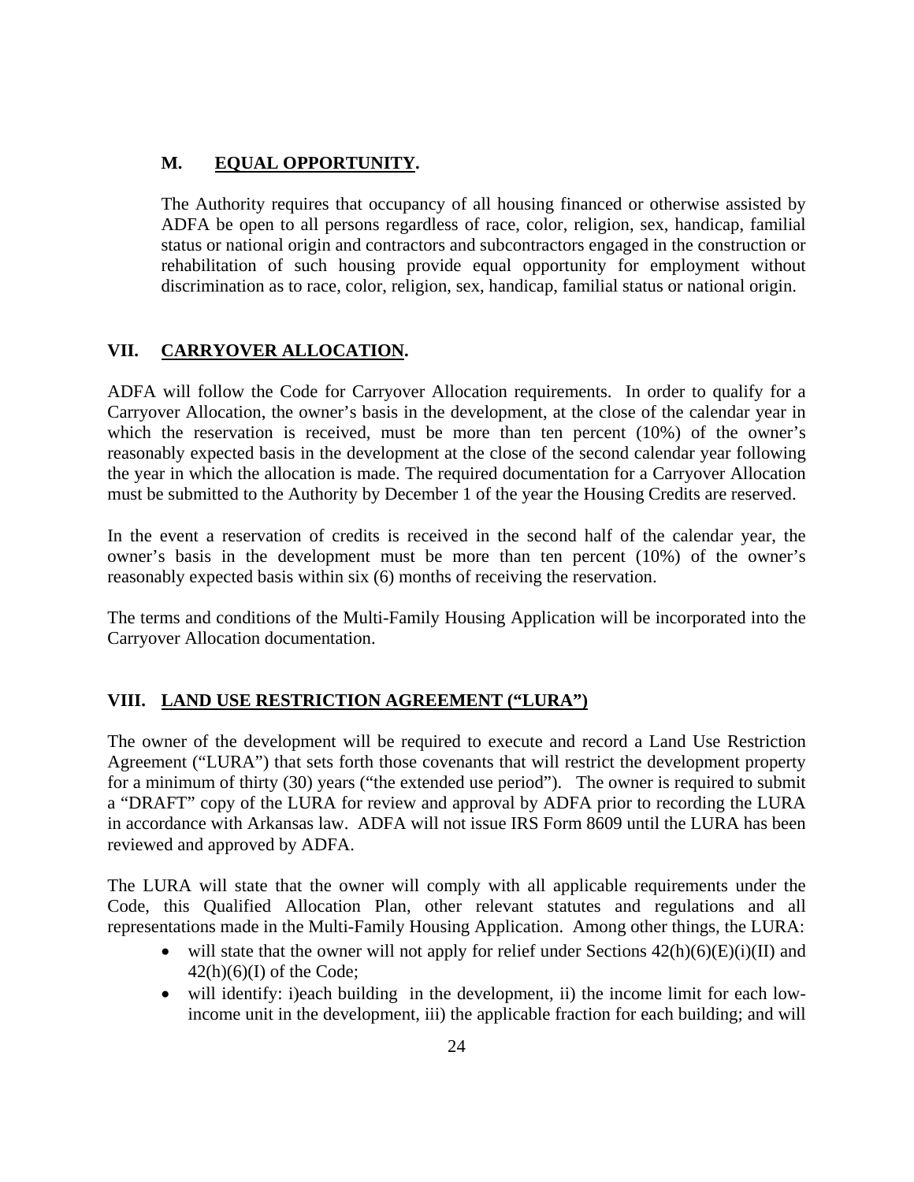### M. EQUAL OPPORTUNITY.

The Authority requires that occupancy of all housing financed or otherwise assisted by ADFA be open to all persons regardless of race, color, religion, sex, handicap, familial status or national origin and contractors and subcontractors engaged in the construction or rehabilitation of such housing provide equal opportunity for employment without discrimination as to race, color, religion, sex, handicap, familial status or national origin.

## VII. CARRYOVER ALLOCATION.

ADFA will follow the Code for Carryover Allocation requirements. In order to qualify for a Carryover Allocation, the owner's basis in the development, at the close of the calendar year in which the reservation is received, must be more than ten percent (10%) of the owner's reasonably expected basis in the development at the close of the second calendar year following the year in which the allocation is made. The required documentation for a Carryover Allocation must be submitted to the Authority by December 1 of the year the Housing Credits are reserved.

In the event a reservation of credits is received in the second half of the calendar year, the owner's basis in the development must be more than ten percent (10%) of the owner's reasonably expected basis within six (6) months of receiving the reservation.

The terms and conditions of the Multi-Family Housing Application will be incorporated into the Carryover Allocation documentation.

## VIII. LAND USE RESTRICTION AGREEMENT ("LURA")

The owner of the development will be required to execute and record a Land Use Restriction Agreement ("LURA") that sets forth those covenants that will restrict the development property for a minimum of thirty (30) years ("the extended use period"). The owner is required to submit a "DRAFT" copy of the LURA for review and approval by ADFA prior to recording the LURA in accordance with Arkansas law. ADFA will not issue IRS Form 8609 until the LURA has been reviewed and approved by ADFA.

The LURA will state that the owner will comply with all applicable requirements under the Code, this Qualified Allocation Plan, other relevant statutes and regulations and all representations made in the Multi-Family Housing Application. Among other things, the LURA:

- will state that the owner will not apply for relief under Sections 42(h)(6)(E)(i)(II) and 42(h)(6)(I) of the Code;
- will identify: i)each building in the development, ii) the income limit for each low-income unit in the development, iii) the applicable fraction for each building; and will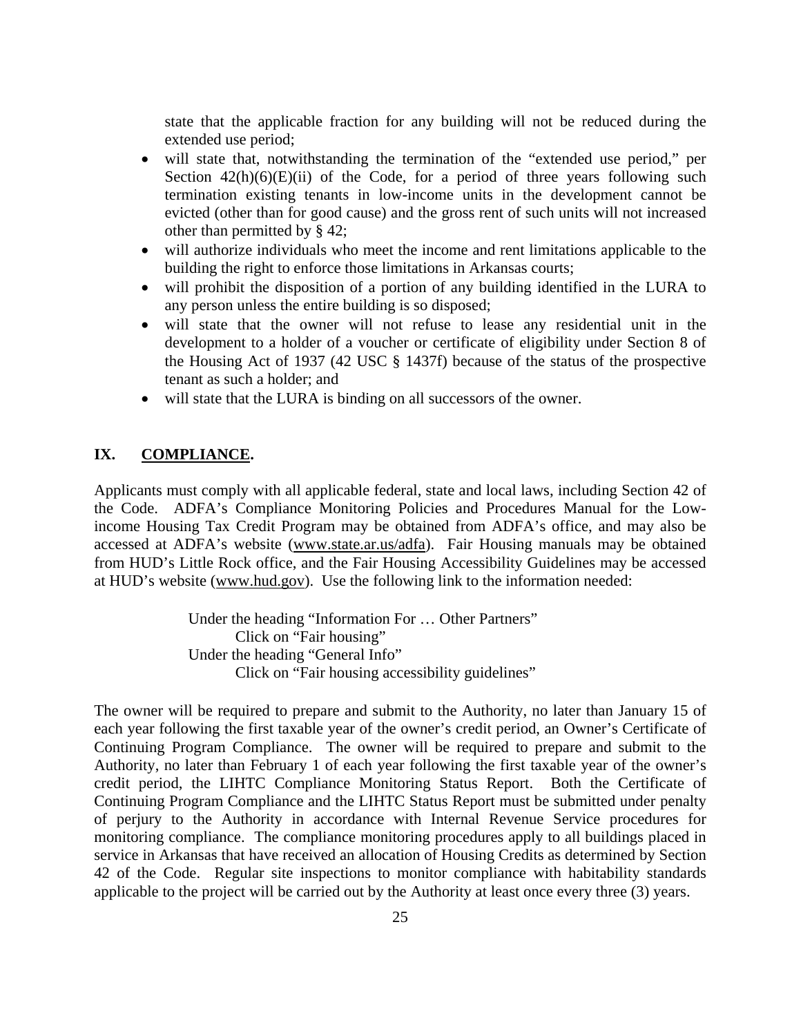state that the applicable fraction for any building will not be reduced during the extended use period;

- will state that, notwithstanding the termination of the "extended use period," per Section 42(h)(6)(E)(ii) of the Code, for a period of three years following such termination existing tenants in low-income units in the development cannot be evicted (other than for good cause) and the gross rent of such units will not increased other than permitted by § 42;
- will authorize individuals who meet the income and rent limitations applicable to the building the right to enforce those limitations in Arkansas courts;
- will prohibit the disposition of a portion of any building identified in the LURA to any person unless the entire building is so disposed;
- will state that the owner will not refuse to lease any residential unit in the development to a holder of a voucher or certificate of eligibility under Section 8 of the Housing Act of 1937 (42 USC § 1437f) because of the status of the prospective tenant as such a holder; and
- will state that the LURA is binding on all successors of the owner.

## IX. COMPLIANCE.

Applicants must comply with all applicable federal, state and local laws, including Section 42 of the Code. ADFA's Compliance Monitoring Policies and Procedures Manual for the Low-income Housing Tax Credit Program may be obtained from ADFA's office, and may also be accessed at ADFA's website (www.state.ar.us/adfa). Fair Housing manuals may be obtained from HUD's Little Rock office, and the Fair Housing Accessibility Guidelines may be accessed at HUD's website (www.hud.gov). Use the following link to the information needed:

> Under the heading "Information For … Other Partners"
>     Click on "Fair housing"
> Under the heading "General Info"
>     Click on "Fair housing accessibility guidelines"

The owner will be required to prepare and submit to the Authority, no later than January 15 of each year following the first taxable year of the owner's credit period, an Owner's Certificate of Continuing Program Compliance. The owner will be required to prepare and submit to the Authority, no later than February 1 of each year following the first taxable year of the owner's credit period, the LIHTC Compliance Monitoring Status Report. Both the Certificate of Continuing Program Compliance and the LIHTC Status Report must be submitted under penalty of perjury to the Authority in accordance with Internal Revenue Service procedures for monitoring compliance. The compliance monitoring procedures apply to all buildings placed in service in Arkansas that have received an allocation of Housing Credits as determined by Section 42 of the Code. Regular site inspections to monitor compliance with habitability standards applicable to the project will be carried out by the Authority at least once every three (3) years.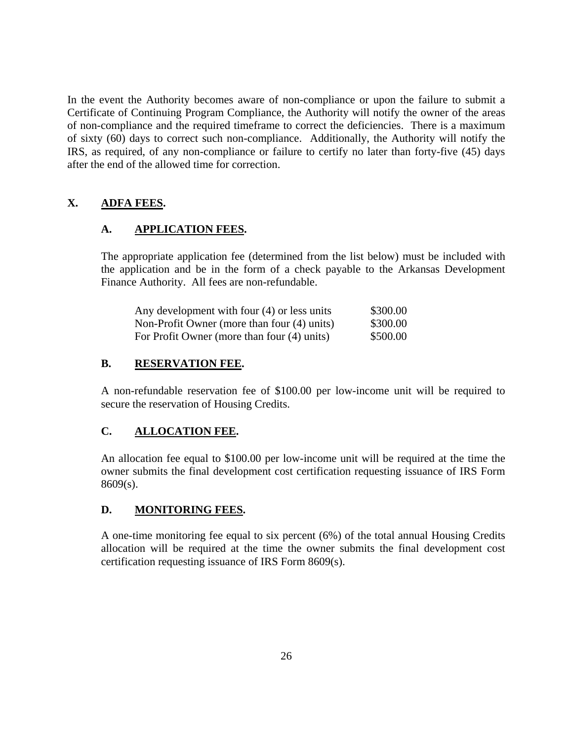In the event the Authority becomes aware of non-compliance or upon the failure to submit a Certificate of Continuing Program Compliance, the Authority will notify the owner of the areas of non-compliance and the required timeframe to correct the deficiencies. There is a maximum of sixty (60) days to correct such non-compliance. Additionally, the Authority will notify the IRS, as required, of any non-compliance or failure to certify no later than forty-five (45) days after the end of the allowed time for correction.

## X. ADFA FEES.

### A. APPLICATION FEES.

The appropriate application fee (determined from the list below) must be included with the application and be in the form of a check payable to the Arkansas Development Finance Authority. All fees are non-refundable.

| | |
|---|---|
| Any development with four (4) or less units | \$300.00 |
| Non-Profit Owner (more than four (4) units) | \$300.00 |
| For Profit Owner (more than four (4) units) | \$500.00 |

### B. RESERVATION FEE.

A non-refundable reservation fee of \$100.00 per low-income unit will be required to secure the reservation of Housing Credits.

### C. ALLOCATION FEE.

An allocation fee equal to \$100.00 per low-income unit will be required at the time the owner submits the final development cost certification requesting issuance of IRS Form 8609(s).

### D. MONITORING FEES.

A one-time monitoring fee equal to six percent (6%) of the total annual Housing Credits allocation will be required at the time the owner submits the final development cost certification requesting issuance of IRS Form 8609(s).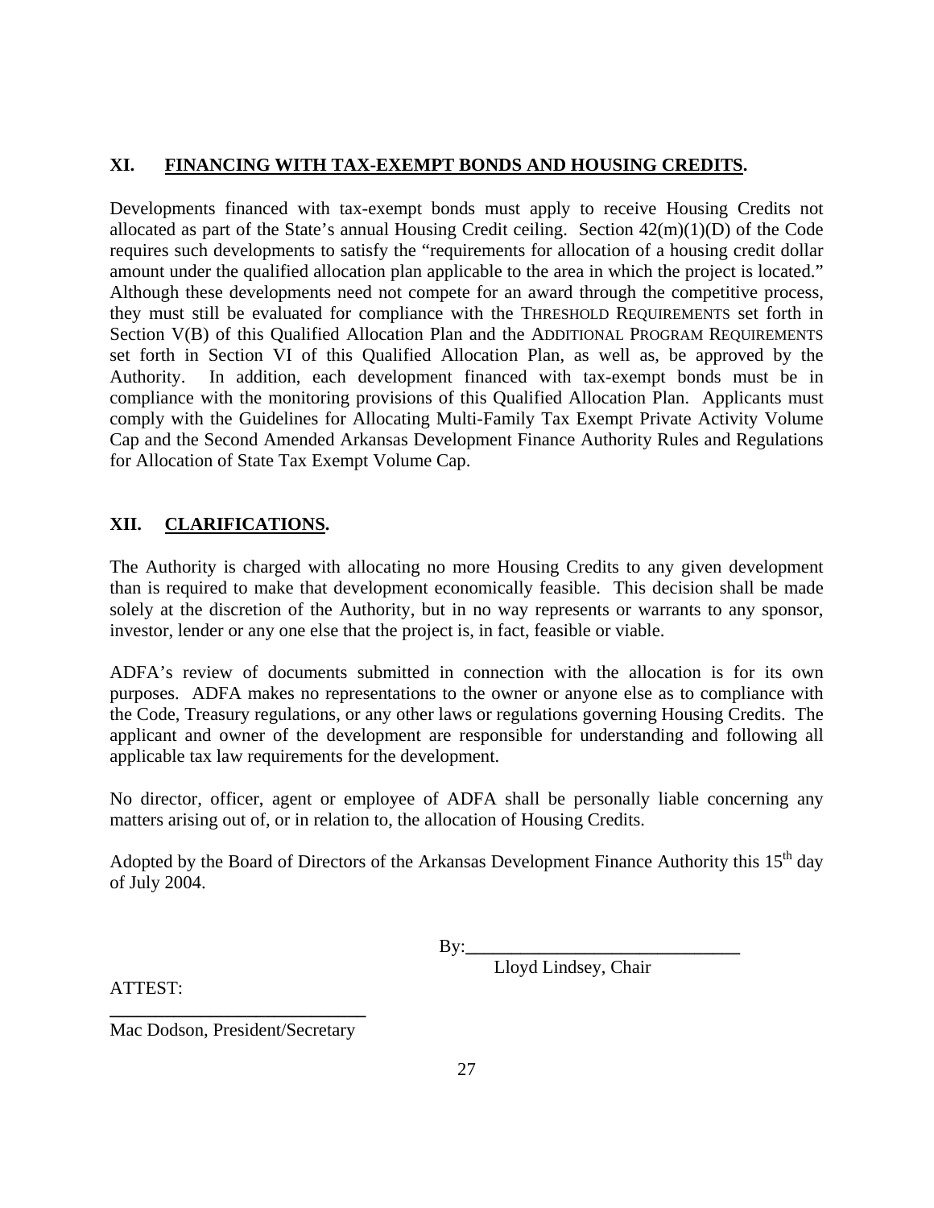## XI. FINANCING WITH TAX-EXEMPT BONDS AND HOUSING CREDITS.

Developments financed with tax-exempt bonds must apply to receive Housing Credits not allocated as part of the State's annual Housing Credit ceiling. Section 42(m)(1)(D) of the Code requires such developments to satisfy the "requirements for allocation of a housing credit dollar amount under the qualified allocation plan applicable to the area in which the project is located." Although these developments need not compete for an award through the competitive process, they must still be evaluated for compliance with the THRESHOLD REQUIREMENTS set forth in Section V(B) of this Qualified Allocation Plan and the ADDITIONAL PROGRAM REQUIREMENTS set forth in Section VI of this Qualified Allocation Plan, as well as, be approved by the Authority. In addition, each development financed with tax-exempt bonds must be in compliance with the monitoring provisions of this Qualified Allocation Plan. Applicants must comply with the Guidelines for Allocating Multi-Family Tax Exempt Private Activity Volume Cap and the Second Amended Arkansas Development Finance Authority Rules and Regulations for Allocation of State Tax Exempt Volume Cap.

## XII. CLARIFICATIONS.

The Authority is charged with allocating no more Housing Credits to any given development than is required to make that development economically feasible. This decision shall be made solely at the discretion of the Authority, but in no way represents or warrants to any sponsor, investor, lender or any one else that the project is, in fact, feasible or viable.

ADFA's review of documents submitted in connection with the allocation is for its own purposes. ADFA makes no representations to the owner or anyone else as to compliance with the Code, Treasury regulations, or any other laws or regulations governing Housing Credits. The applicant and owner of the development are responsible for understanding and following all applicable tax law requirements for the development.

No director, officer, agent or employee of ADFA shall be personally liable concerning any matters arising out of, or in relation to, the allocation of Housing Credits.

Adopted by the Board of Directors of the Arkansas Development Finance Authority this 15th day of July 2004.

By:______________________________
Lloyd Lindsey, Chair

ATTEST:

______________________________
Mac Dodson, President/Secretary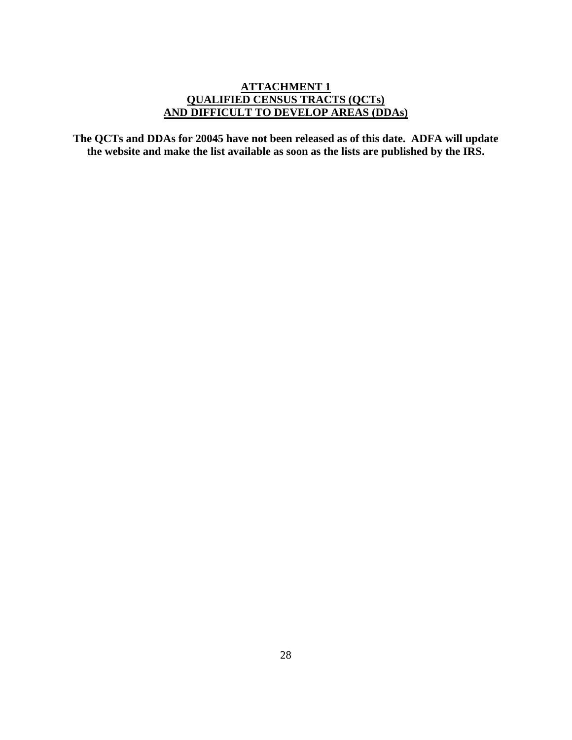# ATTACHMENT 1
## QUALIFIED CENSUS TRACTS (QCTs)
## AND DIFFICULT TO DEVELOP AREAS (DDAs)

**The QCTs and DDAs for 20045 have not been released as of this date. ADFA will update the website and make the list available as soon as the lists are published by the IRS.**